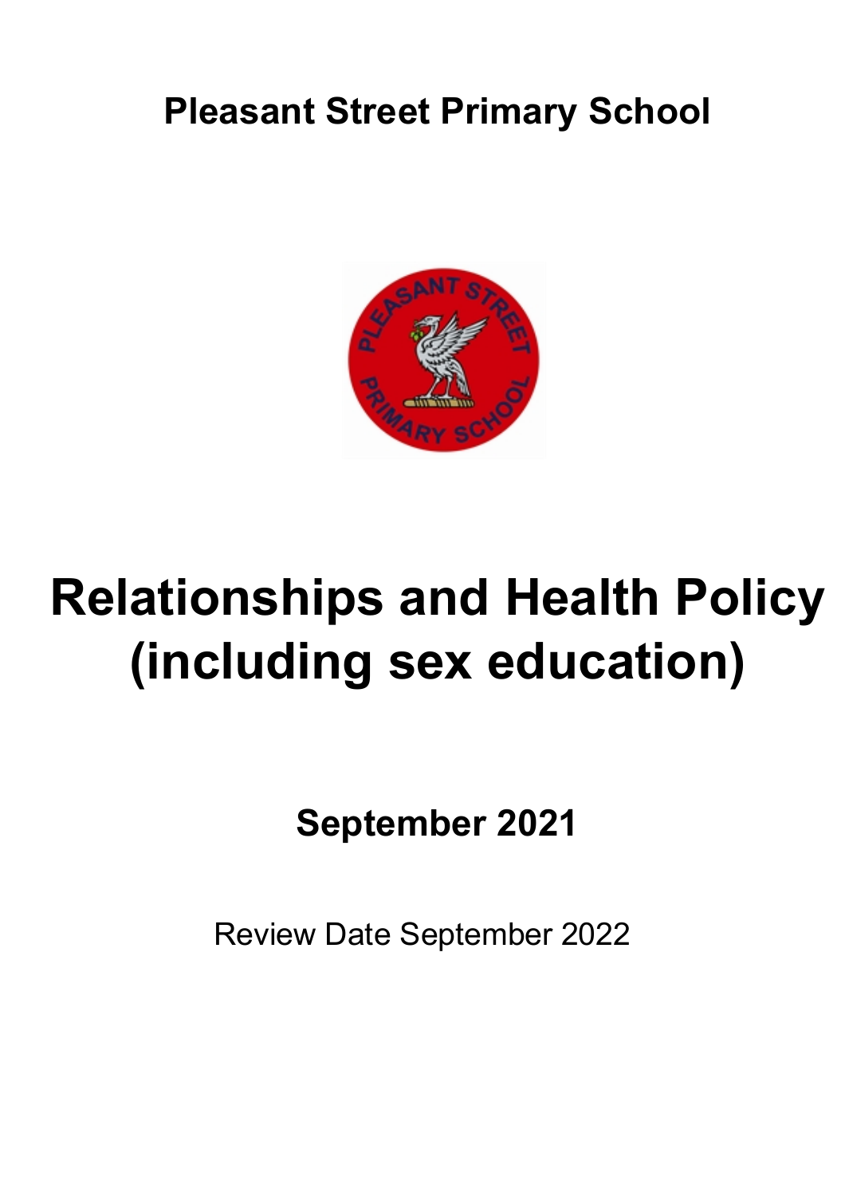# Pleasant Street Primary School

# Relationships and Health Policy (including sex education)

**September 2021**

Review Date September 2022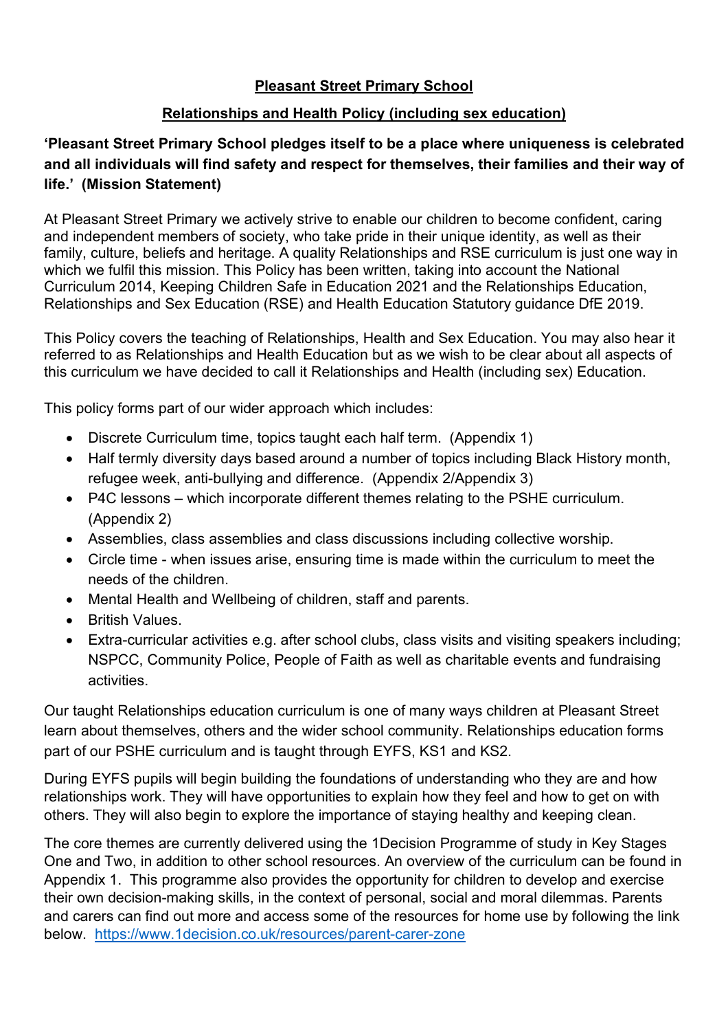**Pleasant Street Primary School**

**Relationships and Health Policy (including sex education)**

**'Pleasant Street Primary School pledges itself to be a place where uniqueness is celebrated and all individuals will find safety and respect for themselves, their families and their way of life.' (Mission Statement)**

At Pleasant Street Primary we actively strive to enable our children to become confident, caring and independent members of society, who take pride in their unique identity, as well as their family, culture, beliefs and heritage. A quality Relationships and RSE curriculum is just one way in which we fulfil this mission. This Policy has been written, taking into account the National Curriculum 2014, Keeping Children Safe in Education 2021 and the Relationships Education, Relationships and Sex Education (RSE) and Health Education Statutory guidance DfE 2019.

This Policy covers the teaching of Relationships, Health and Sex Education. You may also hear it referred to as Relationships and Health Education but as we wish to be clear about all aspects of this curriculum we have decided to call it Relationships and Health (including sex) Education.

This policy forms part of our wider approach which includes:

- Discrete Curriculum time, topics taught each half term. (Appendix 1)
- Half termly diversity days based around a number of topics including Black History month, refugee week, anti-bullying and difference. (Appendix 2/Appendix 3)
- P4C lessons – which incorporate different themes relating to the PSHE curriculum. (Appendix 2)
- Assemblies, class assemblies and class discussions including collective worship.
- Circle time - when issues arise, ensuring time is made within the curriculum to meet the needs of the children.
- Mental Health and Wellbeing of children, staff and parents.
- British Values.
- Extra-curricular activities e.g. after school clubs, class visits and visiting speakers including; NSPCC, Community Police, People of Faith as well as charitable events and fundraising activities.

Our taught Relationships education curriculum is one of many ways children at Pleasant Street learn about themselves, others and the wider school community. Relationships education forms part of our PSHE curriculum and is taught through EYFS, KS1 and KS2.

During EYFS pupils will begin building the foundations of understanding who they are and how relationships work. They will have opportunities to explain how they feel and how to get on with others. They will also begin to explore the importance of staying healthy and keeping clean.

The core themes are currently delivered using the 1Decision Programme of study in Key Stages One and Two, in addition to other school resources. An overview of the curriculum can be found in Appendix 1. This programme also provides the opportunity for children to develop and exercise their own decision-making skills, in the context of personal, social and moral dilemmas. Parents and carers can find out more and access some of the resources for home use by following the link below. [https://www.1decision.co.uk/resources/parent-carer-zone](https://www.1decision.co.uk/resources/parent-carer-zone)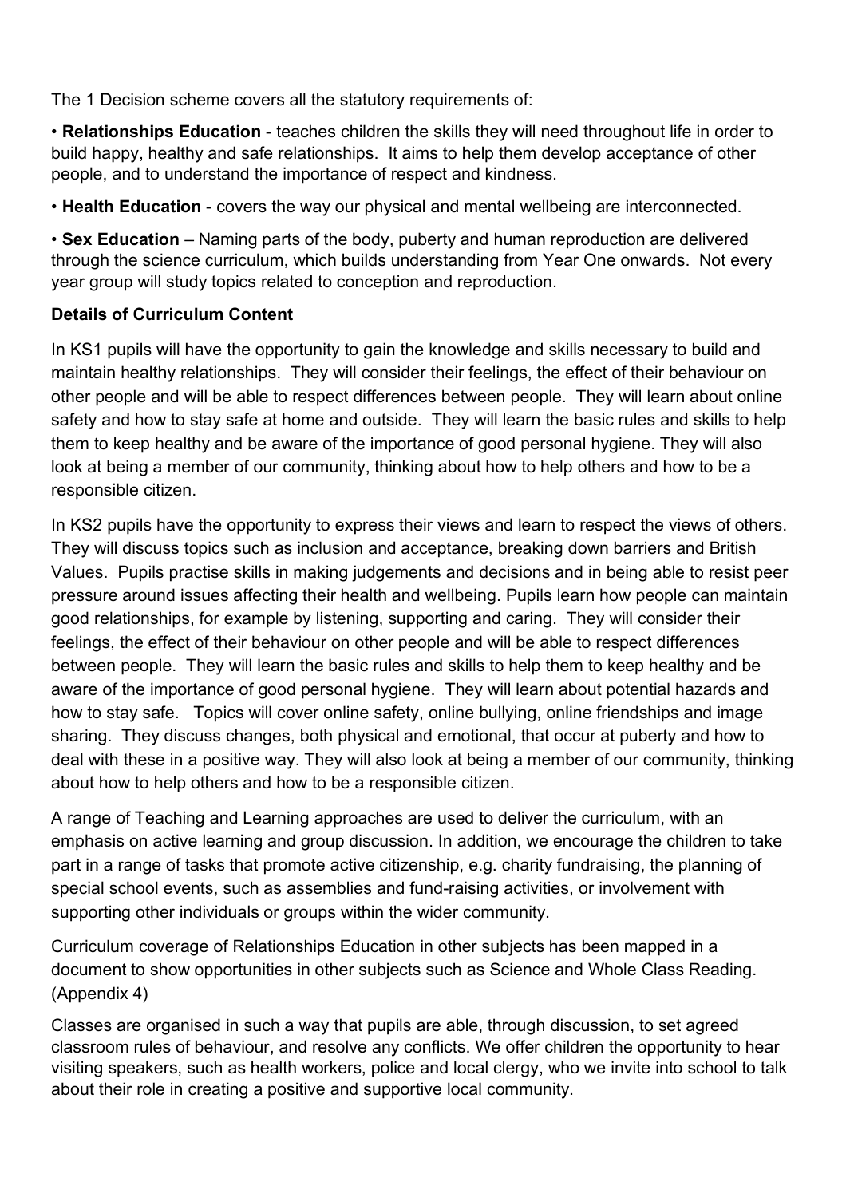The 1 Decision scheme covers all the statutory requirements of:

- **Relationships Education** - teaches children the skills they will need throughout life in order to build happy, healthy and safe relationships. It aims to help them develop acceptance of other people, and to understand the importance of respect and kindness.
- **Health Education** - covers the way our physical and mental wellbeing are interconnected.
- **Sex Education** – Naming parts of the body, puberty and human reproduction are delivered through the science curriculum, which builds understanding from Year One onwards. Not every year group will study topics related to conception and reproduction.

**Details of Curriculum Content**

In KS1 pupils will have the opportunity to gain the knowledge and skills necessary to build and maintain healthy relationships. They will consider their feelings, the effect of their behaviour on other people and will be able to respect differences between people. They will learn about online safety and how to stay safe at home and outside. They will learn the basic rules and skills to help them to keep healthy and be aware of the importance of good personal hygiene. They will also look at being a member of our community, thinking about how to help others and how to be a responsible citizen.

In KS2 pupils have the opportunity to express their views and learn to respect the views of others. They will discuss topics such as inclusion and acceptance, breaking down barriers and British Values. Pupils practise skills in making judgements and decisions and in being able to resist peer pressure around issues affecting their health and wellbeing. Pupils learn how people can maintain good relationships, for example by listening, supporting and caring. They will consider their feelings, the effect of their behaviour on other people and will be able to respect differences between people. They will learn the basic rules and skills to help them to keep healthy and be aware of the importance of good personal hygiene. They will learn about potential hazards and how to stay safe. Topics will cover online safety, online bullying, online friendships and image sharing. They discuss changes, both physical and emotional, that occur at puberty and how to deal with these in a positive way. They will also look at being a member of our community, thinking about how to help others and how to be a responsible citizen.

A range of Teaching and Learning approaches are used to deliver the curriculum, with an emphasis on active learning and group discussion. In addition, we encourage the children to take part in a range of tasks that promote active citizenship, e.g. charity fundraising, the planning of special school events, such as assemblies and fund-raising activities, or involvement with supporting other individuals or groups within the wider community.

Curriculum coverage of Relationships Education in other subjects has been mapped in a document to show opportunities in other subjects such as Science and Whole Class Reading. (Appendix 4)

Classes are organised in such a way that pupils are able, through discussion, to set agreed classroom rules of behaviour, and resolve any conflicts. We offer children the opportunity to hear visiting speakers, such as health workers, police and local clergy, who we invite into school to talk about their role in creating a positive and supportive local community.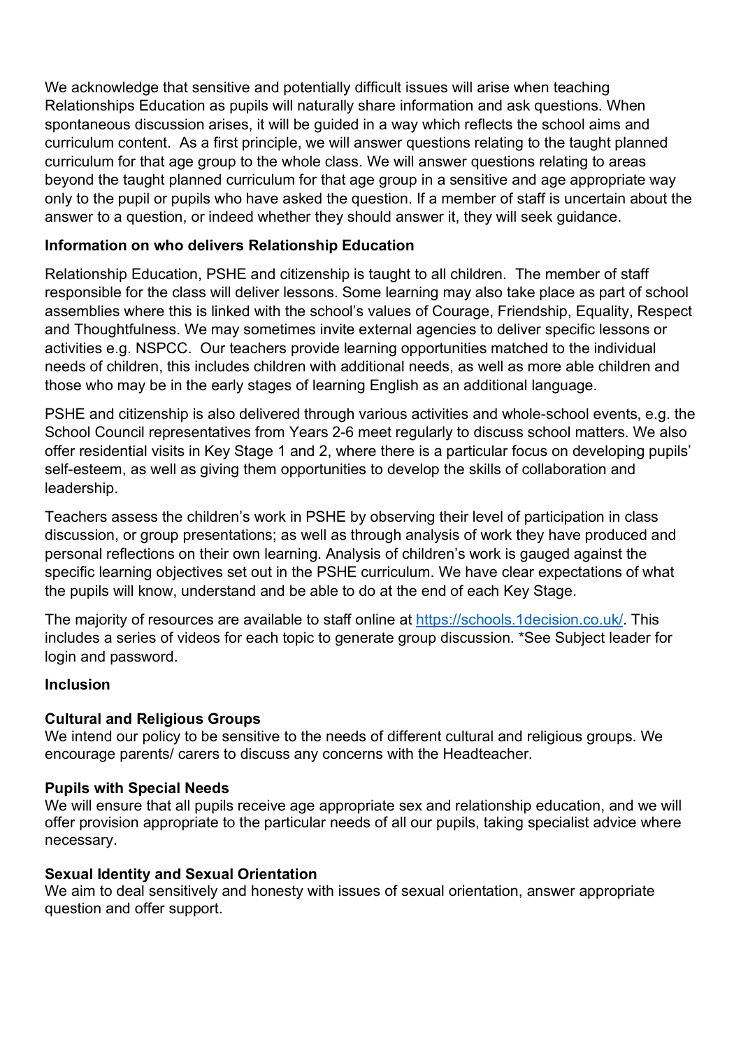We acknowledge that sensitive and potentially difficult issues will arise when teaching Relationships Education as pupils will naturally share information and ask questions. When spontaneous discussion arises, it will be guided in a way which reflects the school aims and curriculum content. As a first principle, we will answer questions relating to the taught planned curriculum for that age group to the whole class. We will answer questions relating to areas beyond the taught planned curriculum for that age group in a sensitive and age appropriate way only to the pupil or pupils who have asked the question. If a member of staff is uncertain about the answer to a question, or indeed whether they should answer it, they will seek guidance.

**Information on who delivers Relationship Education**

Relationship Education, PSHE and citizenship is taught to all children. The member of staff responsible for the class will deliver lessons. Some learning may also take place as part of school assemblies where this is linked with the school's values of Courage, Friendship, Equality, Respect and Thoughtfulness. We may sometimes invite external agencies to deliver specific lessons or activities e.g. NSPCC. Our teachers provide learning opportunities matched to the individual needs of children, this includes children with additional needs, as well as more able children and those who may be in the early stages of learning English as an additional language.

PSHE and citizenship is also delivered through various activities and whole-school events, e.g. the School Council representatives from Years 2-6 meet regularly to discuss school matters. We also offer residential visits in Key Stage 1 and 2, where there is a particular focus on developing pupils' self-esteem, as well as giving them opportunities to develop the skills of collaboration and leadership.

Teachers assess the children's work in PSHE by observing their level of participation in class discussion, or group presentations; as well as through analysis of work they have produced and personal reflections on their own learning. Analysis of children's work is gauged against the specific learning objectives set out in the PSHE curriculum. We have clear expectations of what the pupils will know, understand and be able to do at the end of each Key Stage.

The majority of resources are available to staff online at [https://schools.1decision.co.uk/](https://schools.1decision.co.uk/). This includes a series of videos for each topic to generate group discussion. *See Subject leader for login and password.

**Inclusion**

**Cultural and Religious Groups**
We intend our policy to be sensitive to the needs of different cultural and religious groups. We encourage parents/ carers to discuss any concerns with the Headteacher.

**Pupils with Special Needs**
We will ensure that all pupils receive age appropriate sex and relationship education, and we will offer provision appropriate to the particular needs of all our pupils, taking specialist advice where necessary.

**Sexual Identity and Sexual Orientation**
We aim to deal sensitively and honesty with issues of sexual orientation, answer appropriate question and offer support.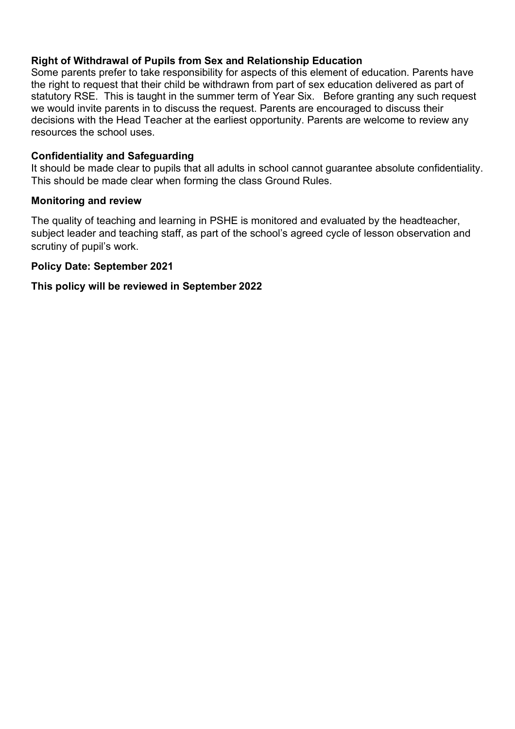**Right of Withdrawal of Pupils from Sex and Relationship Education**

Some parents prefer to take responsibility for aspects of this element of education. Parents have the right to request that their child be withdrawn from part of sex education delivered as part of statutory RSE. This is taught in the summer term of Year Six. Before granting any such request we would invite parents in to discuss the request. Parents are encouraged to discuss their decisions with the Head Teacher at the earliest opportunity. Parents are welcome to review any resources the school uses.

**Confidentiality and Safeguarding**

It should be made clear to pupils that all adults in school cannot guarantee absolute confidentiality. This should be made clear when forming the class Ground Rules.

**Monitoring and review**

The quality of teaching and learning in PSHE is monitored and evaluated by the headteacher, subject leader and teaching staff, as part of the school's agreed cycle of lesson observation and scrutiny of pupil's work.

**Policy Date: September 2021**

**This policy will be reviewed in September 2022**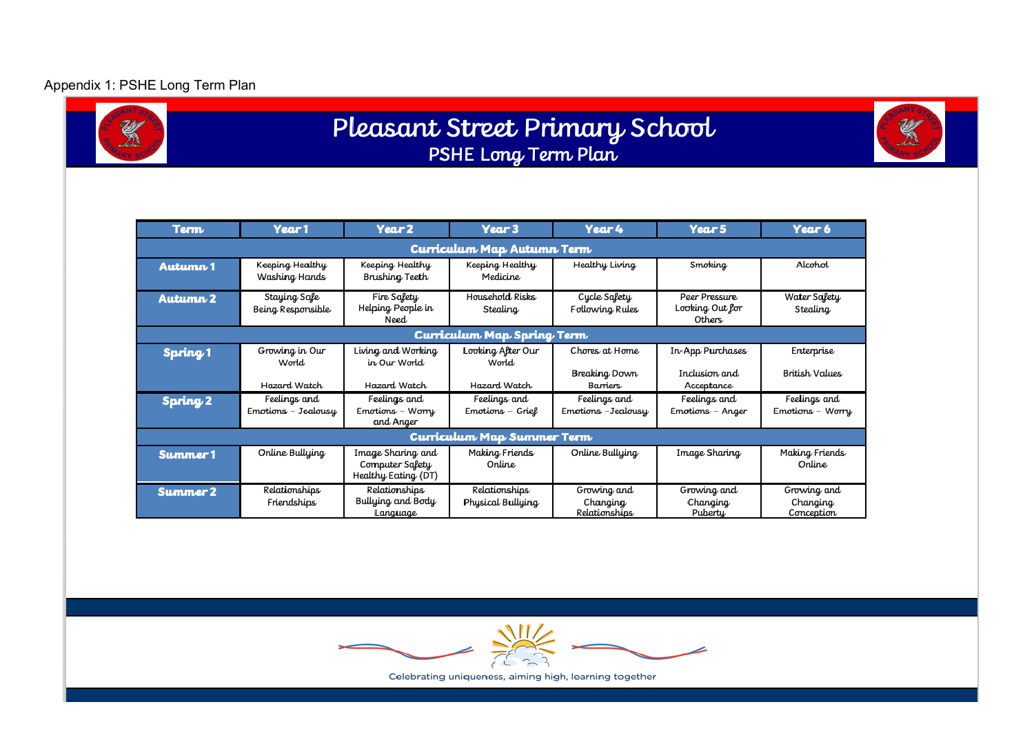Appendix 1: PSHE Long Term Plan

# Pleasant Street Primary School

## PSHE Long Term Plan

| Term | Year 1 | Year 2 | Year 3 | Year 4 | Year 5 | Year 6 |
|---|---|---|---|---|---|---|
| **Curriculum Map Autumn Term** | | | | | | |
| **Autumn 1** | Keeping Healthy Washing Hands | Keeping Healthy Brushing Teeth | Keeping Healthy Medicine | Healthy Living | Smoking | Alcohol |
| **Autumn 2** | Staying Safe Being Responsible | Fire Safety Helping People in Need | Household Risks Stealing | Cycle Safety Following Rules | Peer Pressure Looking Out for Others | Water Safety Stealing |
| **Curriculum Map Spring Term** | | | | | | |
| **Spring 1** | Growing in Our World<br><br>Hazard Watch | Living and Working in Our World<br><br>Hazard Watch | Looking After Our World<br><br>Hazard Watch | Chores at Home<br><br>Breaking Down Barriers | In-App Purchases<br><br>Inclusion and Acceptance | Enterprise<br><br>British Values |
| **Spring 2** | Feelings and Emotions – Jealousy | Feelings and Emotions – Worry and Anger | Feelings and Emotions – Grief | Feelings and Emotions –Jealousy | Feelings and Emotions – Anger | Feelings and Emotions – Worry |
| **Curriculum Map Summer Term** | | | | | | |
| **Summer 1** | Online Bullying | Image Sharing and Computer Safety Healthy Eating (DT) | Making Friends Online | Online Bullying | Image Sharing | Making Friends Online |
| **Summer 2** | Relationships Friendships | Relationships Bullying and Body Language | Relationships Physical Bullying | Growing and Changing Relationships | Growing and Changing Puberty | Growing and Changing Conception |

Celebrating uniqueness, aiming high, learning together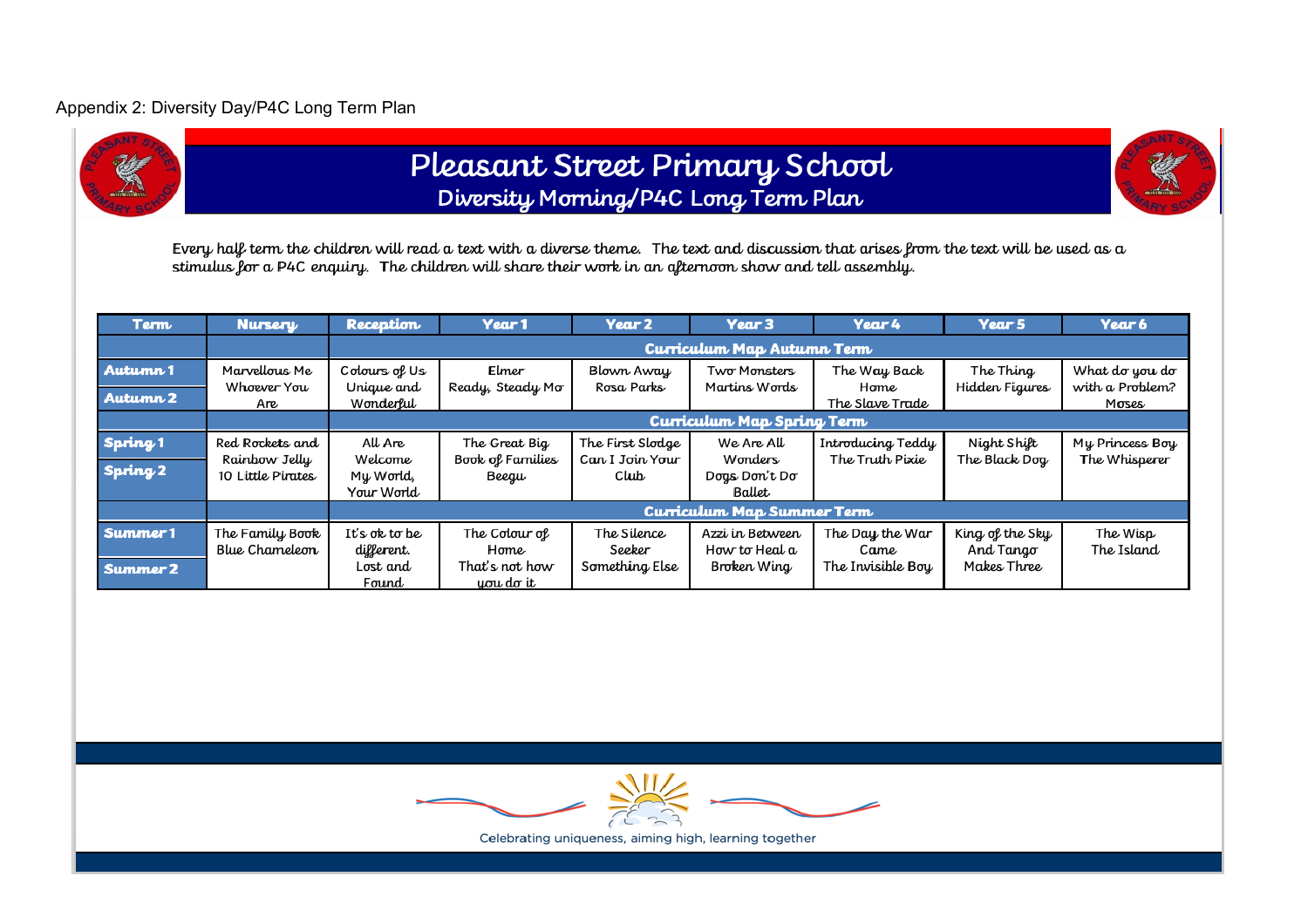Appendix 2: Diversity Day/P4C Long Term Plan

# Pleasant Street Primary School

## Diversity Morning/P4C Long Term Plan

Every half term the children will read a text with a diverse theme. The text and discussion that arises from the text will be used as a stimulus for a P4C enquiry. The children will share their work in an afternoon show and tell assembly.

| Term | Nursery | Reception | Year 1 | Year 2 | Year 3 | Year 4 | Year 5 | Year 6 |
|---|---|---|---|---|---|---|---|---|
| | | **Curriculum Map Autumn Term** | | | | | | |
| **Autumn 1** / **Autumn 2** | Marvellous Me<br>Whoever You Are | Colours of Us<br>Unique and Wonderful | Elmer<br>Ready, Steady Mo | Blown Away<br>Rosa Parks | Two Monsters<br>Martins Words | The Way Back Home<br>The Slave Trade | The Thing<br>Hidden Figures | What do you do with a Problem?<br>Moses |
| | | **Curriculum Map Spring Term** | | | | | | |
| **Spring 1** / **Spring 2** | Red Rockets and Rainbow Jelly<br>10 Little Pirates | All Are Welcome<br>My World, Your World | The Great Big Book of Families<br>Beegu | The First Slodge<br>Can I Join Your Club | We Are All Wonders<br>Dogs Don't Do Ballet | Introducing Teddy<br>The Truth Pixie | Night Shift<br>The Black Dog | My Princess Boy<br>The Whisperer |
| | | **Curriculum Map Summer Term** | | | | | | |
| **Summer 1** / **Summer 2** | The Family Book<br>Blue Chameleon | It's ok to be different.<br>Lost and Found | The Colour of Home<br>That's not how you do it | The Silence Seeker<br>Something Else | Azzi in Between<br>How to Heal a Broken Wing | The Day the War Came<br>The Invisible Boy | King of the Sky<br>And Tango Makes Three | The Wisp<br>The Island |

Celebrating uniqueness, aiming high, learning together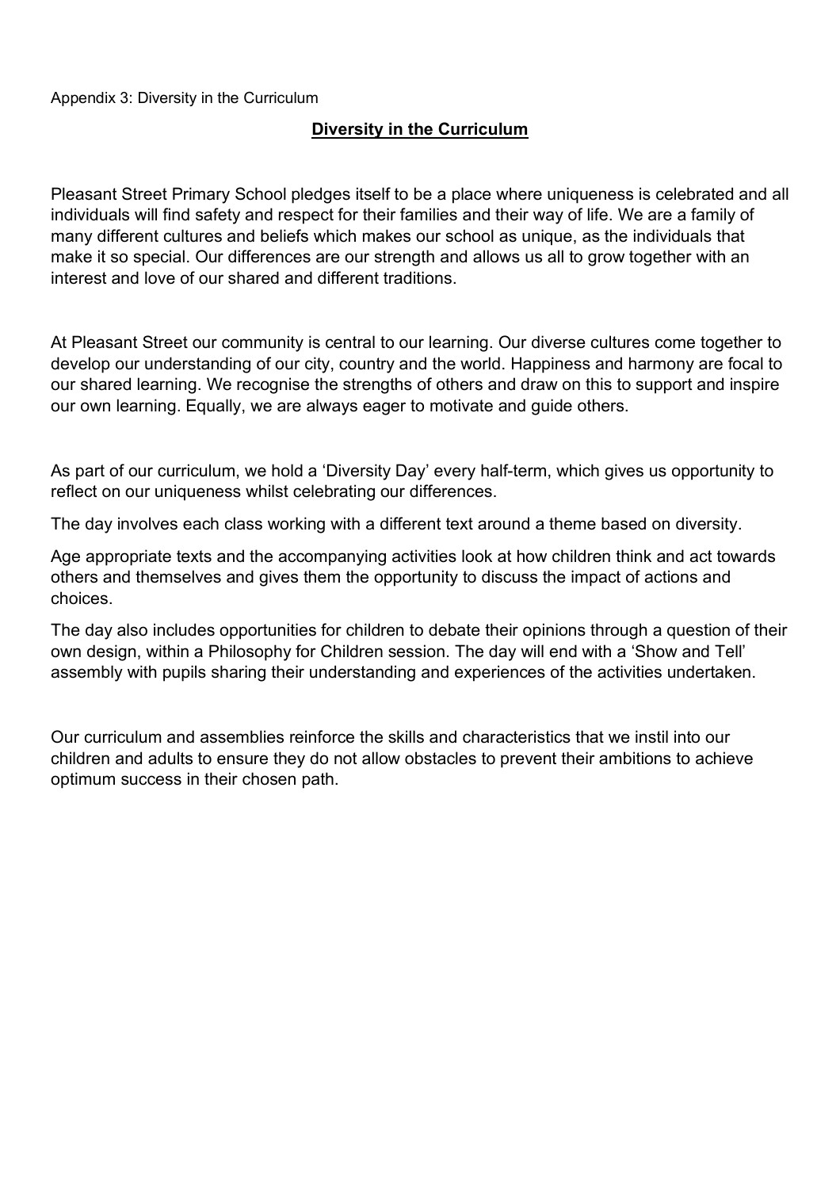Appendix 3: Diversity in the Curriculum

## Diversity in the Curriculum

Pleasant Street Primary School pledges itself to be a place where uniqueness is celebrated and all individuals will find safety and respect for their families and their way of life. We are a family of many different cultures and beliefs which makes our school as unique, as the individuals that make it so special. Our differences are our strength and allows us all to grow together with an interest and love of our shared and different traditions.

At Pleasant Street our community is central to our learning. Our diverse cultures come together to develop our understanding of our city, country and the world. Happiness and harmony are focal to our shared learning. We recognise the strengths of others and draw on this to support and inspire our own learning. Equally, we are always eager to motivate and guide others.

As part of our curriculum, we hold a 'Diversity Day' every half-term, which gives us opportunity to reflect on our uniqueness whilst celebrating our differences.

The day involves each class working with a different text around a theme based on diversity.

Age appropriate texts and the accompanying activities look at how children think and act towards others and themselves and gives them the opportunity to discuss the impact of actions and choices.

The day also includes opportunities for children to debate their opinions through a question of their own design, within a Philosophy for Children session. The day will end with a 'Show and Tell' assembly with pupils sharing their understanding and experiences of the activities undertaken.

Our curriculum and assemblies reinforce the skills and characteristics that we instil into our children and adults to ensure they do not allow obstacles to prevent their ambitions to achieve optimum success in their chosen path.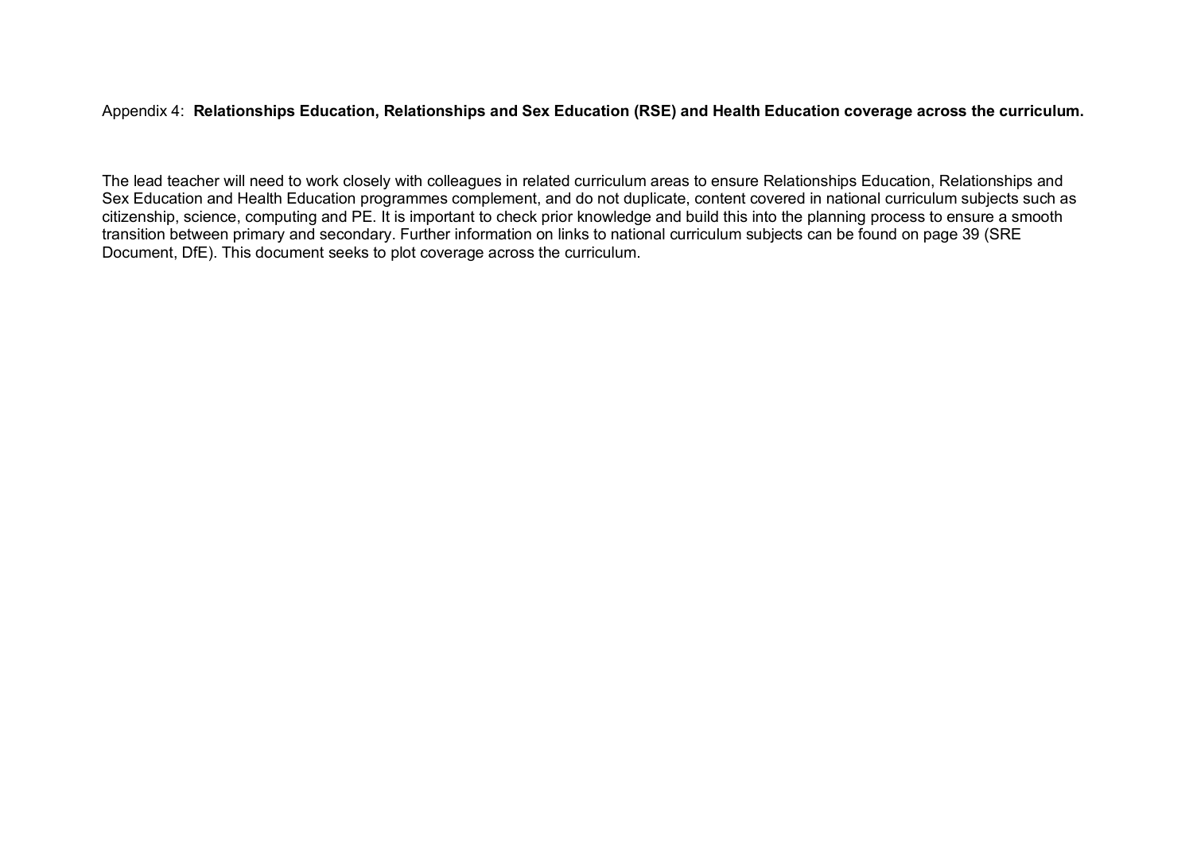Appendix 4: **Relationships Education, Relationships and Sex Education (RSE) and Health Education coverage across the curriculum.**

The lead teacher will need to work closely with colleagues in related curriculum areas to ensure Relationships Education, Relationships and Sex Education and Health Education programmes complement, and do not duplicate, content covered in national curriculum subjects such as citizenship, science, computing and PE. It is important to check prior knowledge and build this into the planning process to ensure a smooth transition between primary and secondary. Further information on links to national curriculum subjects can be found on page 39 (SRE Document, DfE). This document seeks to plot coverage across the curriculum.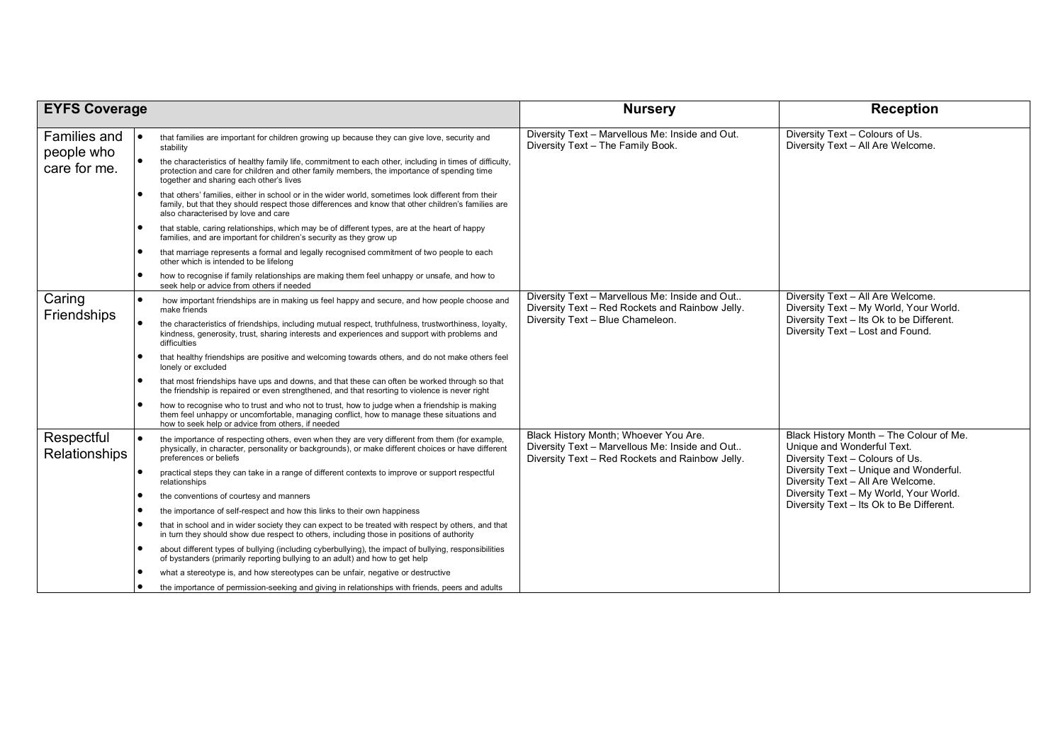| EYFS Coverage | | Nursery | Reception |
|---|---|---|---|
| Families and people who care for me. | • that families are important for children growing up because they can give love, security and stability<br>• the characteristics of healthy family life, commitment to each other, including in times of difficulty, protection and care for children and other family members, the importance of spending time together and sharing each other's lives<br>• that others' families, either in school or in the wider world, sometimes look different from their family, but that they should respect those differences and know that other children's families are also characterised by love and care<br>• that stable, caring relationships, which may be of different types, are at the heart of happy families, and are important for children's security as they grow up<br>• that marriage represents a formal and legally recognised commitment of two people to each other which is intended to be lifelong<br>• how to recognise if family relationships are making them feel unhappy or unsafe, and how to seek help or advice from others if needed | Diversity Text – Marvellous Me: Inside and Out.<br>Diversity Text – The Family Book. | Diversity Text – Colours of Us.<br>Diversity Text – All Are Welcome. |
| Caring Friendships | • how important friendships are in making us feel happy and secure, and how people choose and make friends<br>• the characteristics of friendships, including mutual respect, truthfulness, trustworthiness, loyalty, kindness, generosity, trust, sharing interests and experiences and support with problems and difficulties<br>• that healthy friendships are positive and welcoming towards others, and do not make others feel lonely or excluded<br>• that most friendships have ups and downs, and that these can often be worked through so that the friendship is repaired or even strengthened, and that resorting to violence is never right<br>• how to recognise who to trust and who not to trust, how to judge when a friendship is making them feel unhappy or uncomfortable, managing conflict, how to manage these situations and how to seek help or advice from others, if needed | Diversity Text – Marvellous Me: Inside and Out..<br>Diversity Text – Red Rockets and Rainbow Jelly.<br>Diversity Text – Blue Chameleon. | Diversity Text – All Are Welcome.<br>Diversity Text – My World, Your World.<br>Diversity Text – Its Ok to be Different.<br>Diversity Text – Lost and Found. |
| Respectful Relationships | • the importance of respecting others, even when they are very different from them (for example, physically, in character, personality or backgrounds), or make different choices or have different preferences or beliefs<br>• practical steps they can take in a range of different contexts to improve or support respectful relationships<br>• the conventions of courtesy and manners<br>• the importance of self-respect and how this links to their own happiness<br>• that in school and in wider society they can expect to be treated with respect by others, and that in turn they should show due respect to others, including those in positions of authority<br>• about different types of bullying (including cyberbullying), the impact of bullying, responsibilities of bystanders (primarily reporting bullying to an adult) and how to get help<br>• what a stereotype is, and how stereotypes can be unfair, negative or destructive<br>• the importance of permission-seeking and giving in relationships with friends, peers and adults | Black History Month; Whoever You Are.<br>Diversity Text – Marvellous Me: Inside and Out..<br>Diversity Text – Red Rockets and Rainbow Jelly. | Black History Month – The Colour of Me.<br>Unique and Wonderful Text.<br>Diversity Text – Colours of Us.<br>Diversity Text – Unique and Wonderful.<br>Diversity Text – All Are Welcome.<br>Diversity Text – My World, Your World.<br>Diversity Text – Its Ok to Be Different. |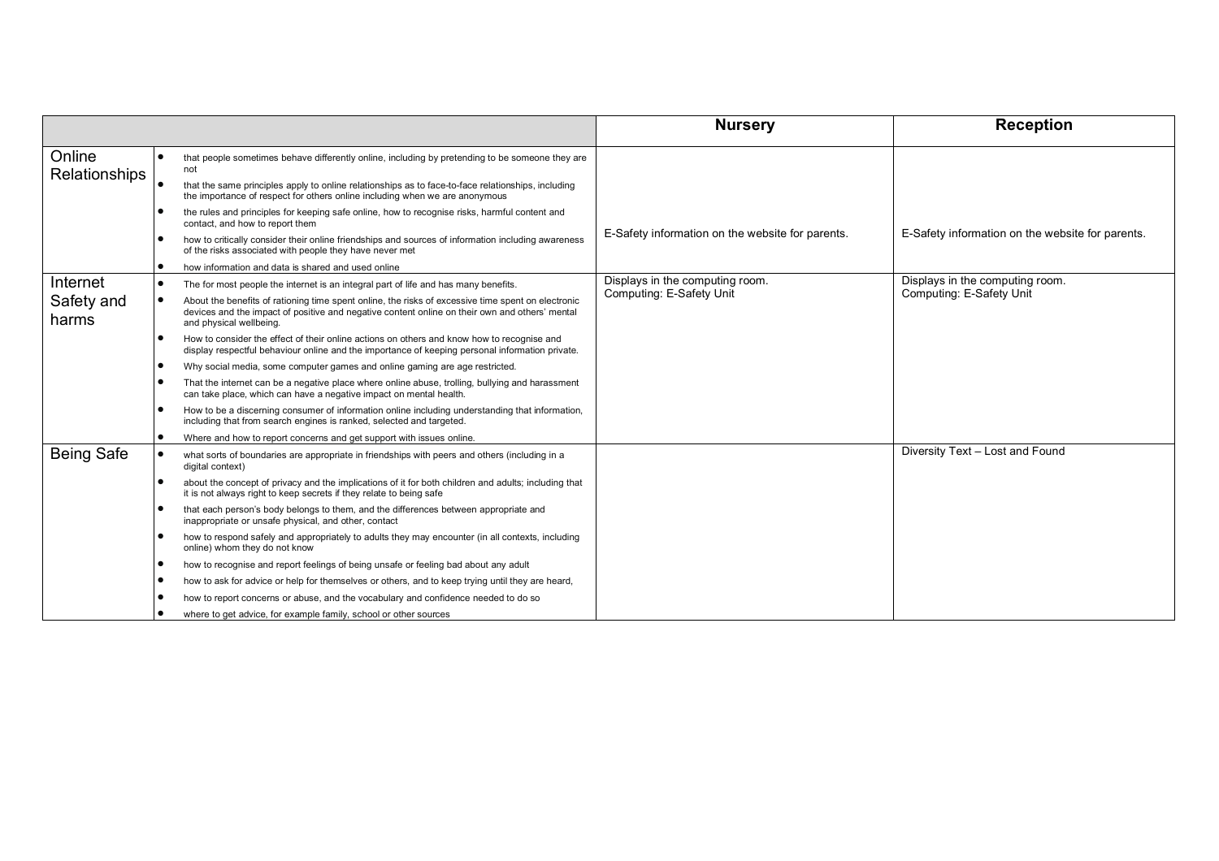| | | Nursery | Reception |
|---|---|---|---|
| Online Relationships | • that people sometimes behave differently online, including by pretending to be someone they are not<br>• that the same principles apply to online relationships as to face-to-face relationships, including the importance of respect for others online including when we are anonymous<br>• the rules and principles for keeping safe online, how to recognise risks, harmful content and contact, and how to report them<br>• how to critically consider their online friendships and sources of information including awareness of the risks associated with people they have never met<br>• how information and data is shared and used online | E-Safety information on the website for parents. | E-Safety information on the website for parents. |
| Internet Safety and harms | • The for most people the internet is an integral part of life and has many benefits.<br>• About the benefits of rationing time spent online, the risks of excessive time spent on electronic devices and the impact of positive and negative content online on their own and others' mental and physical wellbeing.<br>• How to consider the effect of their online actions on others and know how to recognise and display respectful behaviour online and the importance of keeping personal information private.<br>• Why social media, some computer games and online gaming are age restricted.<br>• That the internet can be a negative place where online abuse, trolling, bullying and harassment can take place, which can have a negative impact on mental health.<br>• How to be a discerning consumer of information online including understanding that information, including that from search engines is ranked, selected and targeted.<br>• Where and how to report concerns and get support with issues online. | Displays in the computing room.<br>Computing: E-Safety Unit | Displays in the computing room.<br>Computing: E-Safety Unit |
| Being Safe | • what sorts of boundaries are appropriate in friendships with peers and others (including in a digital context)<br>• about the concept of privacy and the implications of it for both children and adults; including that it is not always right to keep secrets if they relate to being safe<br>• that each person's body belongs to them, and the differences between appropriate and inappropriate or unsafe physical, and other, contact<br>• how to respond safely and appropriately to adults they may encounter (in all contexts, including online) whom they do not know<br>• how to recognise and report feelings of being unsafe or feeling bad about any adult<br>• how to ask for advice or help for themselves or others, and to keep trying until they are heard,<br>• how to report concerns or abuse, and the vocabulary and confidence needed to do so<br>• where to get advice, for example family, school or other sources | | Diversity Text – Lost and Found |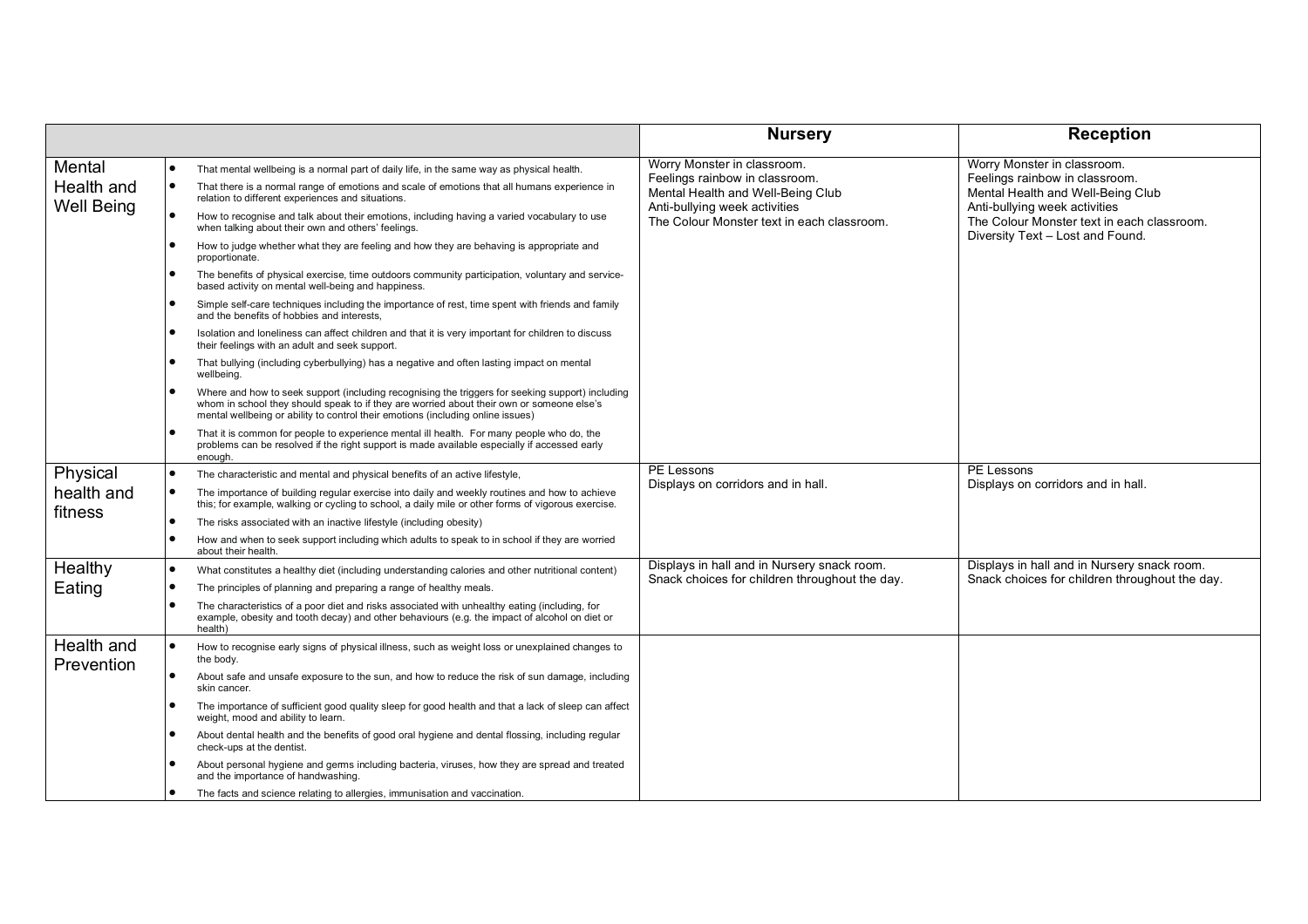| | | Nursery | Reception |
|---|---|---|---|
| Mental Health and Well Being | • That mental wellbeing is a normal part of daily life, in the same way as physical health.<br>• That there is a normal range of emotions and scale of emotions that all humans experience in relation to different experiences and situations.<br>• How to recognise and talk about their emotions, including having a varied vocabulary to use when talking about their own and others' feelings.<br>• How to judge whether what they are feeling and how they are behaving is appropriate and proportionate.<br>• The benefits of physical exercise, time outdoors community participation, voluntary and service-based activity on mental well-being and happiness.<br>• Simple self-care techniques including the importance of rest, time spent with friends and family and the benefits of hobbies and interests,<br>• Isolation and loneliness can affect children and that it is very important for children to discuss their feelings with an adult and seek support.<br>• That bullying (including cyberbullying) has a negative and often lasting impact on mental wellbeing.<br>• Where and how to seek support (including recognising the triggers for seeking support) including whom in school they should speak to if they are worried about their own or someone else's mental wellbeing or ability to control their emotions (including online issues)<br>• That it is common for people to experience mental ill health. For many people who do, the problems can be resolved if the right support is made available especially if accessed early enough. | Worry Monster in classroom.<br>Feelings rainbow in classroom.<br>Mental Health and Well-Being Club<br>Anti-bullying week activities<br>The Colour Monster text in each classroom. | Worry Monster in classroom.<br>Feelings rainbow in classroom.<br>Mental Health and Well-Being Club<br>Anti-bullying week activities<br>The Colour Monster text in each classroom.<br>Diversity Text – Lost and Found. |
| Physical health and fitness | • The characteristic and mental and physical benefits of an active lifestyle,<br>• The importance of building regular exercise into daily and weekly routines and how to achieve this; for example, walking or cycling to school, a daily mile or other forms of vigorous exercise.<br>• The risks associated with an inactive lifestyle (including obesity)<br>• How and when to seek support including which adults to speak to in school if they are worried about their health. | PE Lessons<br>Displays on corridors and in hall. | PE Lessons<br>Displays on corridors and in hall. |
| Healthy Eating | • What constitutes a healthy diet (including understanding calories and other nutritional content)<br>• The principles of planning and preparing a range of healthy meals.<br>• The characteristics of a poor diet and risks associated with unhealthy eating (including, for example, obesity and tooth decay) and other behaviours (e.g. the impact of alcohol on diet or health) | Displays in hall and in Nursery snack room.<br>Snack choices for children throughout the day. | Displays in hall and in Nursery snack room.<br>Snack choices for children throughout the day. |
| Health and Prevention | • How to recognise early signs of physical illness, such as weight loss or unexplained changes to the body.<br>• About safe and unsafe exposure to the sun, and how to reduce the risk of sun damage, including skin cancer.<br>• The importance of sufficient good quality sleep for good health and that a lack of sleep can affect weight, mood and ability to learn.<br>• About dental health and the benefits of good oral hygiene and dental flossing, including regular check-ups at the dentist.<br>• About personal hygiene and germs including bacteria, viruses, how they are spread and treated and the importance of handwashing.<br>• The facts and science relating to allergies, immunisation and vaccination. | | |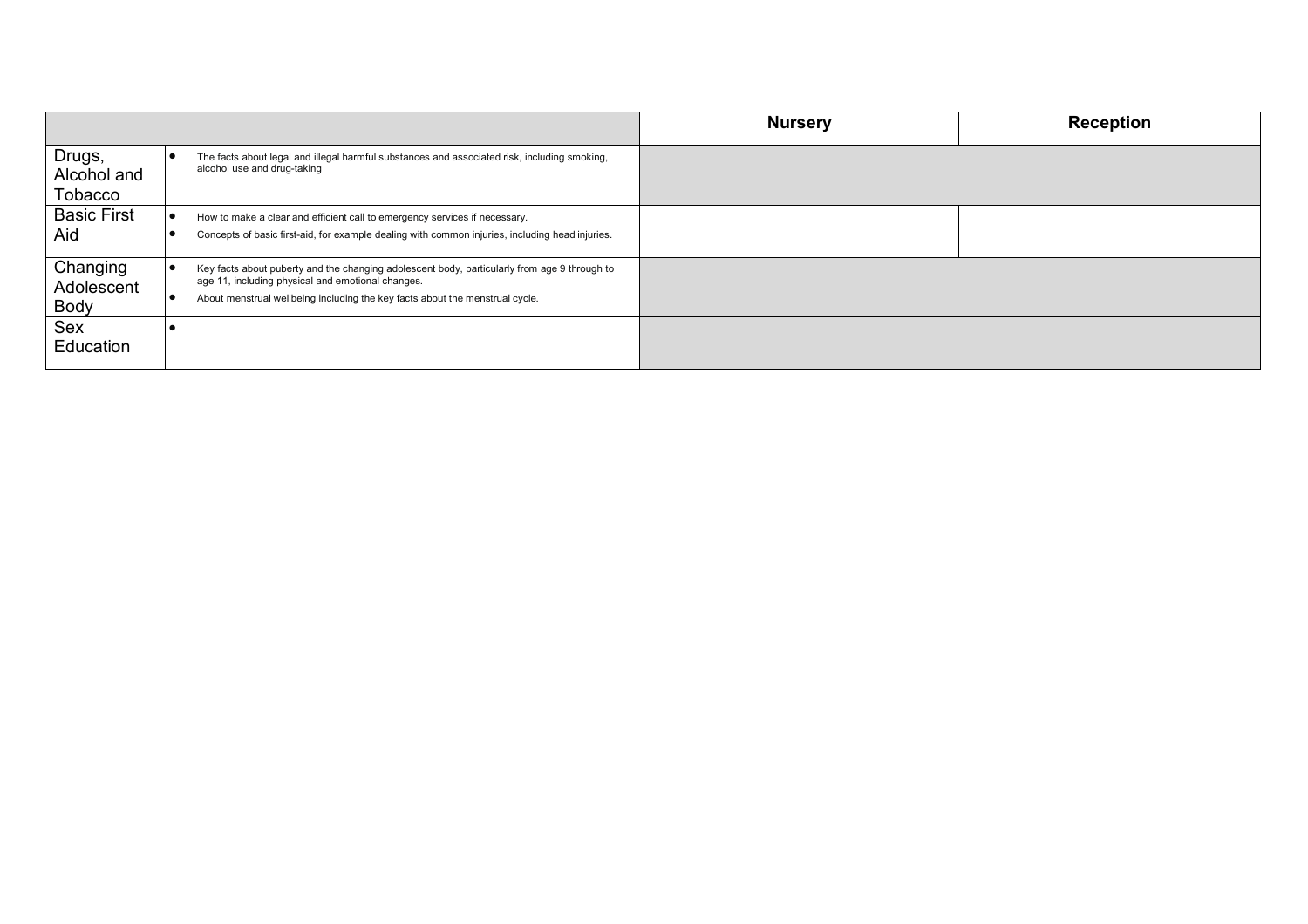| | | Nursery | Reception |
|---|---|---|---|
| Drugs, Alcohol and Tobacco | • The facts about legal and illegal harmful substances and associated risk, including smoking, alcohol use and drug-taking | | |
| Basic First Aid | • How to make a clear and efficient call to emergency services if necessary.<br>• Concepts of basic first-aid, for example dealing with common injuries, including head injuries. | | |
| Changing Adolescent Body | • Key facts about puberty and the changing adolescent body, particularly from age 9 through to age 11, including physical and emotional changes.<br>• About menstrual wellbeing including the key facts about the menstrual cycle. | | |
| Sex Education | • | | |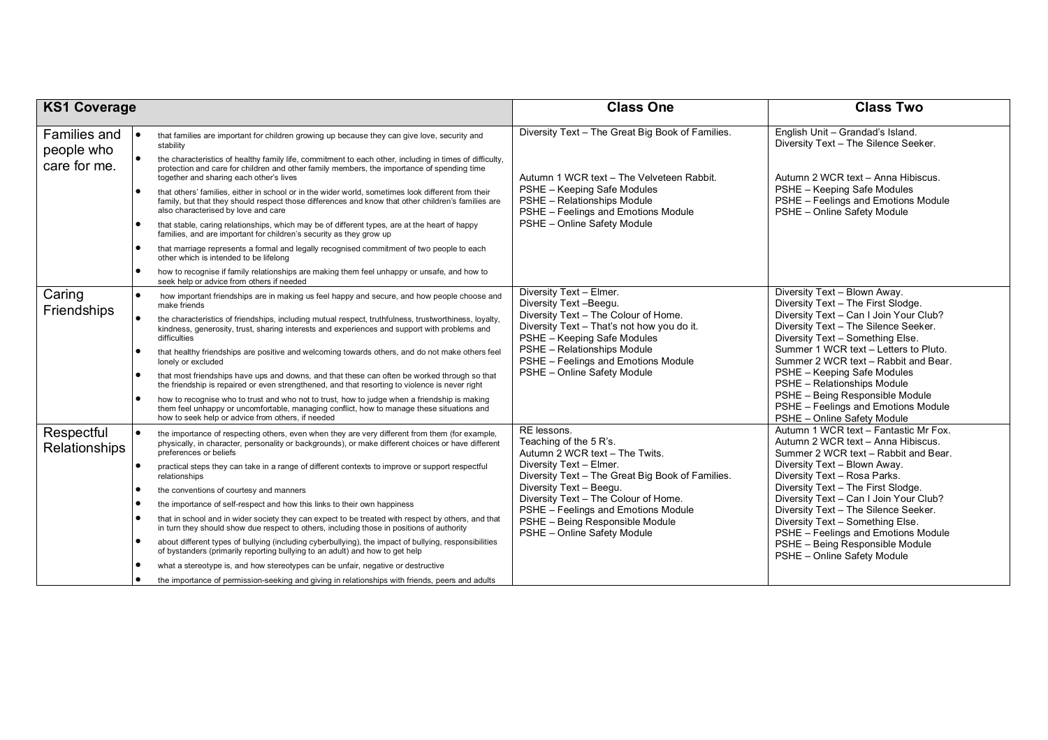| KS1 Coverage | | Class One | Class Two |
|---|---|---|---|
| Families and people who care for me. | • that families are important for children growing up because they can give love, security and stability<br>• the characteristics of healthy family life, commitment to each other, including in times of difficulty, protection and care for children and other family members, the importance of spending time together and sharing each other's lives<br>• that others' families, either in school or in the wider world, sometimes look different from their family, but that they should respect those differences and know that other children's families are also characterised by love and care<br>• that stable, caring relationships, which may be of different types, are at the heart of happy families, and are important for children's security as they grow up<br>• that marriage represents a formal and legally recognised commitment of two people to each other which is intended to be lifelong<br>• how to recognise if family relationships are making them feel unhappy or unsafe, and how to seek help or advice from others if needed | Diversity Text – The Great Big Book of Families.<br><br>Autumn 1 WCR text – The Velveteen Rabbit.<br>PSHE – Keeping Safe Modules<br>PSHE – Relationships Module<br>PSHE – Feelings and Emotions Module<br>PSHE – Online Safety Module | English Unit – Grandad's Island.<br>Diversity Text – The Silence Seeker.<br><br>Autumn 2 WCR text – Anna Hibiscus.<br>PSHE – Keeping Safe Modules<br>PSHE – Feelings and Emotions Module<br>PSHE – Online Safety Module |
| Caring Friendships | • how important friendships are in making us feel happy and secure, and how people choose and make friends<br>• the characteristics of friendships, including mutual respect, truthfulness, trustworthiness, loyalty, kindness, generosity, trust, sharing interests and experiences and support with problems and difficulties<br>• that healthy friendships are positive and welcoming towards others, and do not make others feel lonely or excluded<br>• that most friendships have ups and downs, and that these can often be worked through so that the friendship is repaired or even strengthened, and that resorting to violence is never right<br>• how to recognise who to trust and who not to trust, how to judge when a friendship is making them feel unhappy or uncomfortable, managing conflict, how to manage these situations and how to seek help or advice from others, if needed | Diversity Text – Elmer.<br>Diversity Text –Beegu.<br>Diversity Text – The Colour of Home.<br>Diversity Text – That's not how you do it.<br>PSHE – Keeping Safe Modules<br>PSHE – Relationships Module<br>PSHE – Feelings and Emotions Module<br>PSHE – Online Safety Module | Diversity Text – Blown Away.<br>Diversity Text – The First Slodge.<br>Diversity Text – Can I Join Your Club?<br>Diversity Text – The Silence Seeker.<br>Diversity Text – Something Else.<br>Summer 1 WCR text – Letters to Pluto.<br>Summer 2 WCR text – Rabbit and Bear.<br>PSHE – Keeping Safe Modules<br>PSHE – Relationships Module<br>PSHE – Being Responsible Module<br>PSHE – Feelings and Emotions Module<br>PSHE – Online Safety Module |
| Respectful Relationships | • the importance of respecting others, even when they are very different from them (for example, physically, in character, personality or backgrounds), or make different choices or have different preferences or beliefs<br>• practical steps they can take in a range of different contexts to improve or support respectful relationships<br>• the conventions of courtesy and manners<br>• the importance of self-respect and how this links to their own happiness<br>• that in school and in wider society they can expect to be treated with respect by others, and that in turn they should show due respect to others, including those in positions of authority<br>• about different types of bullying (including cyberbullying), the impact of bullying, responsibilities of bystanders (primarily reporting bullying to an adult) and how to get help<br>• what a stereotype is, and how stereotypes can be unfair, negative or destructive<br>• the importance of permission-seeking and giving in relationships with friends, peers and adults | RE lessons.<br>Teaching of the 5 R's.<br>Autumn 2 WCR text – The Twits.<br>Diversity Text – Elmer.<br>Diversity Text – The Great Big Book of Families.<br>Diversity Text – Beegu.<br>Diversity Text – The Colour of Home.<br>PSHE – Feelings and Emotions Module<br>PSHE – Being Responsible Module<br>PSHE – Online Safety Module | Autumn 1 WCR text – Fantastic Mr Fox.<br>Autumn 2 WCR text – Anna Hibiscus.<br>Summer 2 WCR text – Rabbit and Bear.<br>Diversity Text – Blown Away.<br>Diversity Text – Rosa Parks.<br>Diversity Text – The First Slodge.<br>Diversity Text – Can I Join Your Club?<br>Diversity Text – The Silence Seeker.<br>Diversity Text – Something Else.<br>PSHE – Feelings and Emotions Module<br>PSHE – Being Responsible Module<br>PSHE – Online Safety Module |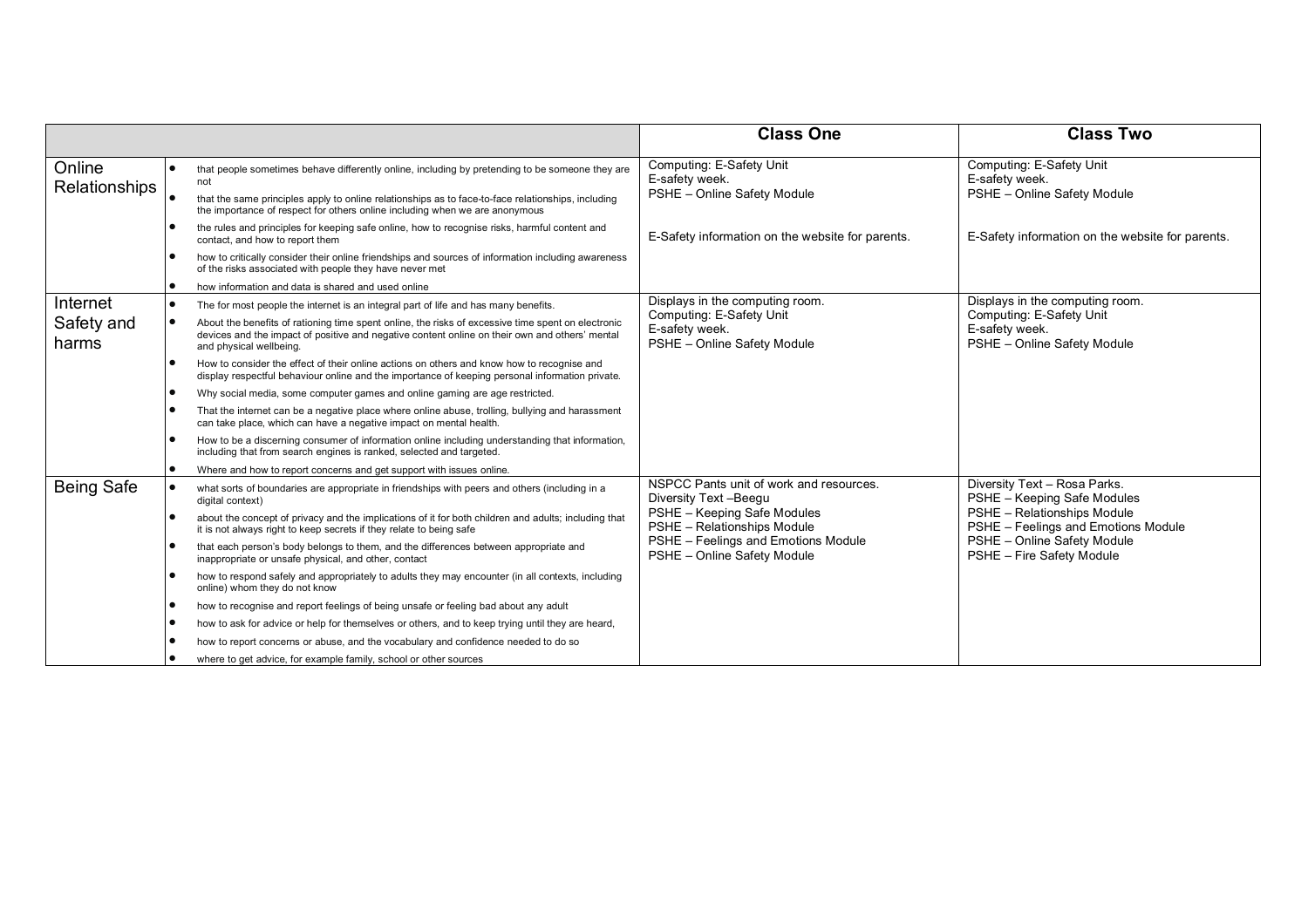| | | Class One | Class Two |
|---|---|---|---|
| Online Relationships | • that people sometimes behave differently online, including by pretending to be someone they are not<br>• that the same principles apply to online relationships as to face-to-face relationships, including the importance of respect for others online including when we are anonymous<br>• the rules and principles for keeping safe online, how to recognise risks, harmful content and contact, and how to report them<br>• how to critically consider their online friendships and sources of information including awareness of the risks associated with people they have never met<br>• how information and data is shared and used online | Computing: E-Safety Unit<br>E-safety week.<br>PSHE – Online Safety Module<br><br>E-Safety information on the website for parents. | Computing: E-Safety Unit<br>E-safety week.<br>PSHE – Online Safety Module<br><br>E-Safety information on the website for parents. |
| Internet Safety and harms | • The for most people the internet is an integral part of life and has many benefits.<br>• About the benefits of rationing time spent online, the risks of excessive time spent on electronic devices and the impact of positive and negative content online on their own and others' mental and physical wellbeing.<br>• How to consider the effect of their online actions on others and know how to recognise and display respectful behaviour online and the importance of keeping personal information private.<br>• Why social media, some computer games and online gaming are age restricted.<br>• That the internet can be a negative place where online abuse, trolling, bullying and harassment can take place, which can have a negative impact on mental health.<br>• How to be a discerning consumer of information online including understanding that information, including that from search engines is ranked, selected and targeted.<br>• Where and how to report concerns and get support with issues online. | Displays in the computing room.<br>Computing: E-Safety Unit<br>E-safety week.<br>PSHE – Online Safety Module | Displays in the computing room.<br>Computing: E-Safety Unit<br>E-safety week.<br>PSHE – Online Safety Module |
| Being Safe | • what sorts of boundaries are appropriate in friendships with peers and others (including in a digital context)<br>• about the concept of privacy and the implications of it for both children and adults; including that it is not always right to keep secrets if they relate to being safe<br>• that each person's body belongs to them, and the differences between appropriate and inappropriate or unsafe physical, and other, contact<br>• how to respond safely and appropriately to adults they may encounter (in all contexts, including online) whom they do not know<br>• how to recognise and report feelings of being unsafe or feeling bad about any adult<br>• how to ask for advice or help for themselves or others, and to keep trying until they are heard,<br>• how to report concerns or abuse, and the vocabulary and confidence needed to do so<br>• where to get advice, for example family, school or other sources | NSPCC Pants unit of work and resources.<br>Diversity Text –Beegu<br>PSHE – Keeping Safe Modules<br>PSHE – Relationships Module<br>PSHE – Feelings and Emotions Module<br>PSHE – Online Safety Module | Diversity Text – Rosa Parks.<br>PSHE – Keeping Safe Modules<br>PSHE – Relationships Module<br>PSHE – Feelings and Emotions Module<br>PSHE – Online Safety Module<br>PSHE – Fire Safety Module |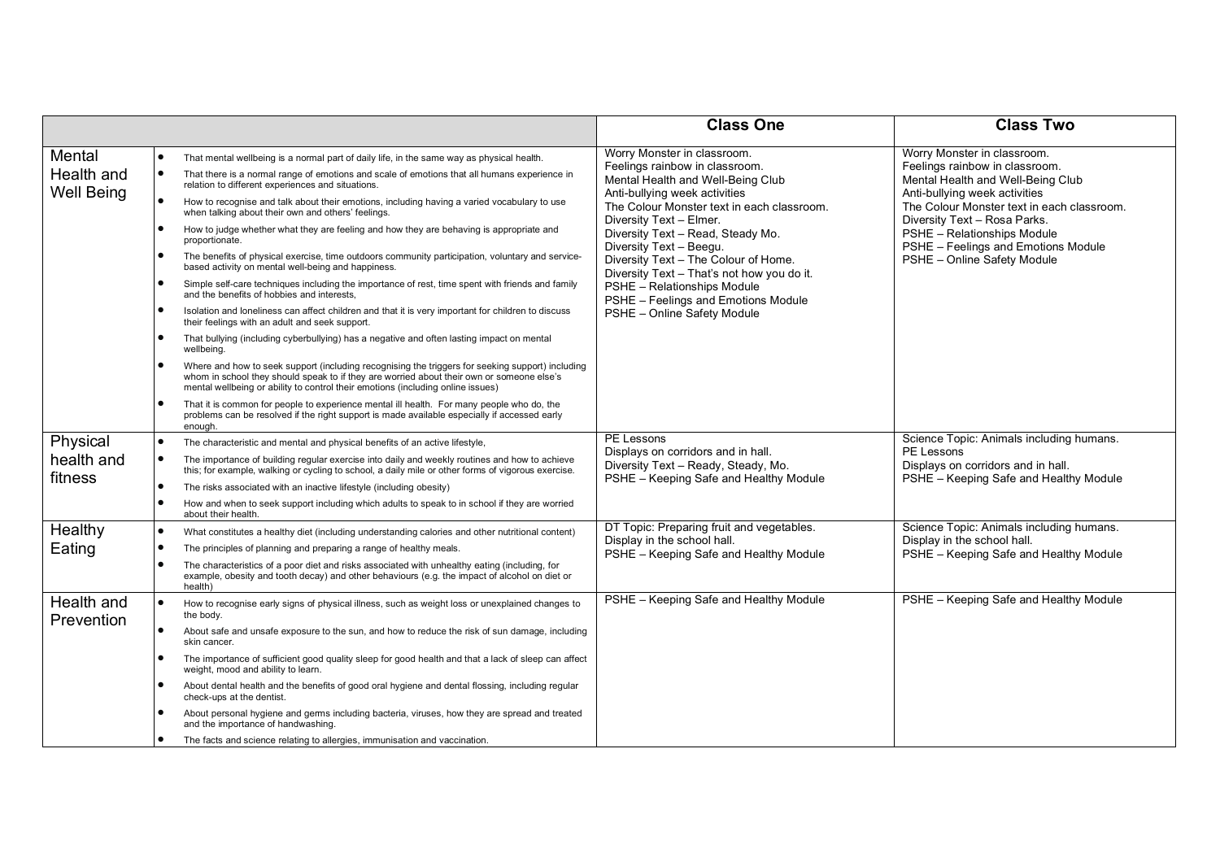| | | Class One | Class Two |
|---|---|---|---|
| Mental Health and Well Being | • That mental wellbeing is a normal part of daily life, in the same way as physical health.<br>• That there is a normal range of emotions and scale of emotions that all humans experience in relation to different experiences and situations.<br>• How to recognise and talk about their emotions, including having a varied vocabulary to use when talking about their own and others' feelings.<br>• How to judge whether what they are feeling and how they are behaving is appropriate and proportionate.<br>• The benefits of physical exercise, time outdoors community participation, voluntary and service-based activity on mental well-being and happiness.<br>• Simple self-care techniques including the importance of rest, time spent with friends and family and the benefits of hobbies and interests,<br>• Isolation and loneliness can affect children and that it is very important for children to discuss their feelings with an adult and seek support.<br>• That bullying (including cyberbullying) has a negative and often lasting impact on mental wellbeing.<br>• Where and how to seek support (including recognising the triggers for seeking support) including whom in school they should speak to if they are worried about their own or someone else's mental wellbeing or ability to control their emotions (including online issues)<br>• That it is common for people to experience mental ill health. For many people who do, the problems can be resolved if the right support is made available especially if accessed early enough. | Worry Monster in classroom.<br>Feelings rainbow in classroom.<br>Mental Health and Well-Being Club<br>Anti-bullying week activities<br>The Colour Monster text in each classroom.<br>Diversity Text – Elmer.<br>Diversity Text – Read, Steady Mo.<br>Diversity Text – Beegu.<br>Diversity Text – The Colour of Home.<br>Diversity Text – That's not how you do it.<br>PSHE – Relationships Module<br>PSHE – Feelings and Emotions Module<br>PSHE – Online Safety Module | Worry Monster in classroom.<br>Feelings rainbow in classroom.<br>Mental Health and Well-Being Club<br>Anti-bullying week activities<br>The Colour Monster text in each classroom.<br>Diversity Text – Rosa Parks.<br>PSHE – Relationships Module<br>PSHE – Feelings and Emotions Module<br>PSHE – Online Safety Module |
| Physical health and fitness | • The characteristic and mental and physical benefits of an active lifestyle,<br>• The importance of building regular exercise into daily and weekly routines and how to achieve this; for example, walking or cycling to school, a daily mile or other forms of vigorous exercise.<br>• The risks associated with an inactive lifestyle (including obesity)<br>• How and when to seek support including which adults to speak to in school if they are worried about their health. | PE Lessons<br>Displays on corridors and in hall.<br>Diversity Text – Ready, Steady, Mo.<br>PSHE – Keeping Safe and Healthy Module | Science Topic: Animals including humans.<br>PE Lessons<br>Displays on corridors and in hall.<br>PSHE – Keeping Safe and Healthy Module |
| Healthy Eating | • What constitutes a healthy diet (including understanding calories and other nutritional content)<br>• The principles of planning and preparing a range of healthy meals.<br>• The characteristics of a poor diet and risks associated with unhealthy eating (including, for example, obesity and tooth decay) and other behaviours (e.g. the impact of alcohol on diet or health) | DT Topic: Preparing fruit and vegetables.<br>Display in the school hall.<br>PSHE – Keeping Safe and Healthy Module | Science Topic: Animals including humans.<br>Display in the school hall.<br>PSHE – Keeping Safe and Healthy Module |
| Health and Prevention | • How to recognise early signs of physical illness, such as weight loss or unexplained changes to the body.<br>• About safe and unsafe exposure to the sun, and how to reduce the risk of sun damage, including skin cancer.<br>• The importance of sufficient good quality sleep for good health and that a lack of sleep can affect weight, mood and ability to learn.<br>• About dental health and the benefits of good oral hygiene and dental flossing, including regular check-ups at the dentist.<br>• About personal hygiene and germs including bacteria, viruses, how they are spread and treated and the importance of handwashing.<br>• The facts and science relating to allergies, immunisation and vaccination. | PSHE – Keeping Safe and Healthy Module | PSHE – Keeping Safe and Healthy Module |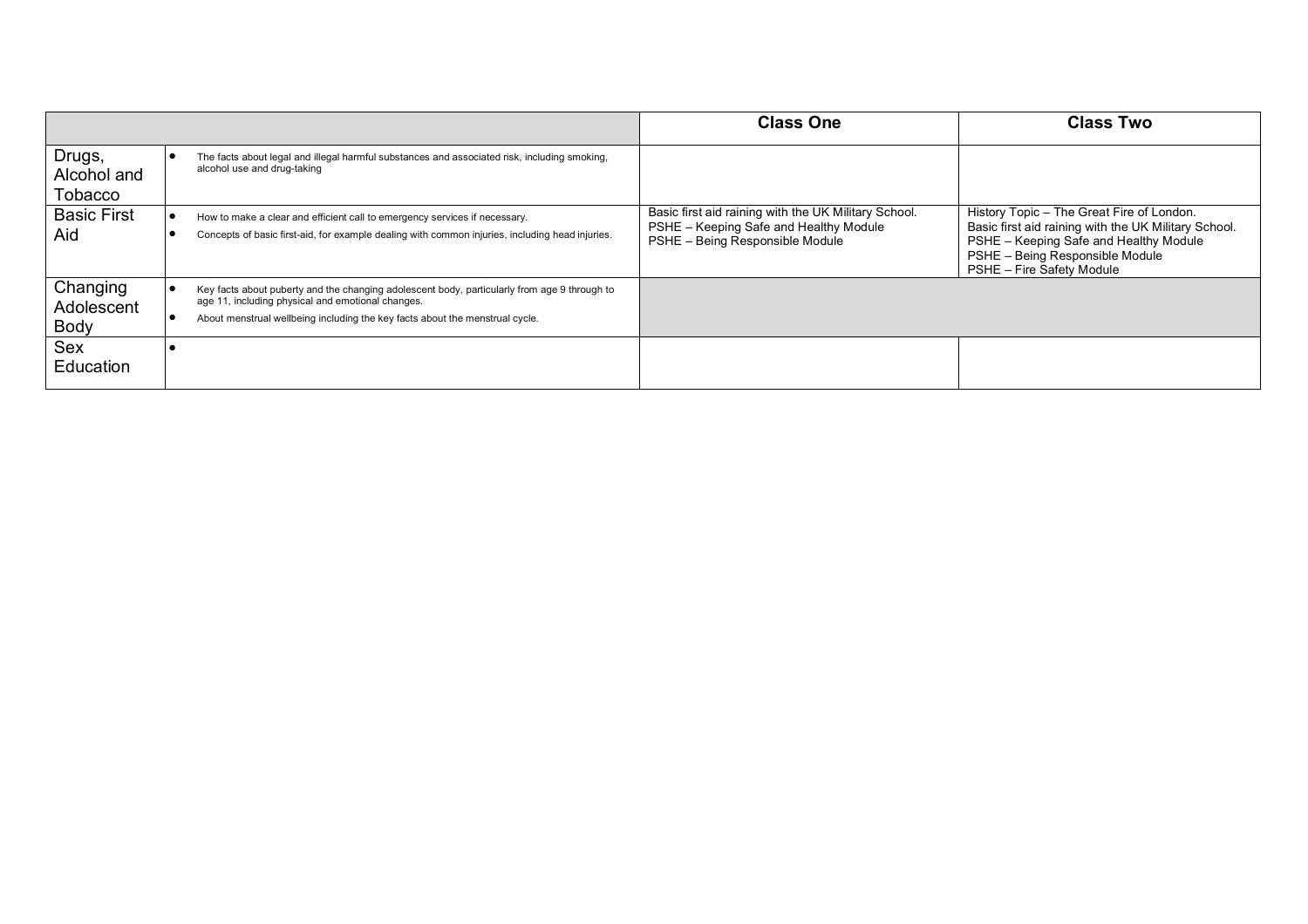| | | Class One | Class Two |
|---|---|---|---|
| Drugs, Alcohol and Tobacco | • The facts about legal and illegal harmful substances and associated risk, including smoking, alcohol use and drug-taking | | |
| Basic First Aid | • How to make a clear and efficient call to emergency services if necessary.<br>• Concepts of basic first-aid, for example dealing with common injuries, including head injuries. | Basic first aid raining with the UK Military School.<br>PSHE – Keeping Safe and Healthy Module<br>PSHE – Being Responsible Module | History Topic – The Great Fire of London.<br>Basic first aid raining with the UK Military School.<br>PSHE – Keeping Safe and Healthy Module<br>PSHE – Being Responsible Module<br>PSHE – Fire Safety Module |
| Changing Adolescent Body | • Key facts about puberty and the changing adolescent body, particularly from age 9 through to age 11, including physical and emotional changes.<br>• About menstrual wellbeing including the key facts about the menstrual cycle. | | |
| Sex Education | • | | |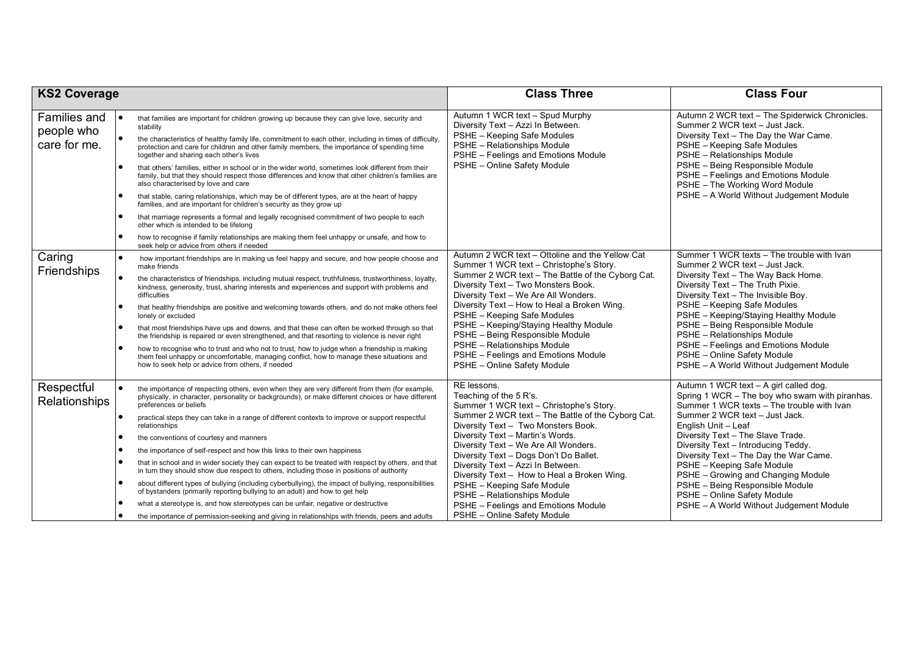| KS2 Coverage | | Class Three | Class Four |
|---|---|---|---|
| Families and people who care for me. | • that families are important for children growing up because they can give love, security and stability<br>• the characteristics of healthy family life, commitment to each other, including in times of difficulty, protection and care for children and other family members, the importance of spending time together and sharing each other's lives<br>• that others' families, either in school or in the wider world, sometimes look different from their family, but that they should respect those differences and know that other children's families are also characterised by love and care<br>• that stable, caring relationships, which may be of different types, are at the heart of happy families, and are important for children's security as they grow up<br>• that marriage represents a formal and legally recognised commitment of two people to each other which is intended to be lifelong<br>• how to recognise if family relationships are making them feel unhappy or unsafe, and how to seek help or advice from others if needed | Autumn 1 WCR text – Spud Murphy<br>Diversity Text – Azzi In Between.<br>PSHE – Keeping Safe Modules<br>PSHE – Relationships Module<br>PSHE – Feelings and Emotions Module<br>PSHE – Online Safety Module | Autumn 2 WCR text – The Spiderwick Chronicles.<br>Summer 2 WCR text – Just Jack.<br>Diversity Text – The Day the War Came.<br>PSHE – Keeping Safe Modules<br>PSHE – Relationships Module<br>PSHE – Being Responsible Module<br>PSHE – Feelings and Emotions Module<br>PSHE – The Working Word Module<br>PSHE – A World Without Judgement Module |
| Caring Friendships | • how important friendships are in making us feel happy and secure, and how people choose and make friends<br>• the characteristics of friendships, including mutual respect, truthfulness, trustworthiness, loyalty, kindness, generosity, trust, sharing interests and experiences and support with problems and difficulties<br>• that healthy friendships are positive and welcoming towards others, and do not make others feel lonely or excluded<br>• that most friendships have ups and downs, and that these can often be worked through so that the friendship is repaired or even strengthened, and that resorting to violence is never right<br>• how to recognise who to trust and who not to trust, how to judge when a friendship is making them feel unhappy or uncomfortable, managing conflict, how to manage these situations and how to seek help or advice from others, if needed | Autumn 2 WCR text – Ottoline and the Yellow Cat<br>Summer 1 WCR text – Christophe's Story.<br>Summer 2 WCR text – The Battle of the Cyborg Cat.<br>Diversity Text – Two Monsters Book.<br>Diversity Text – We Are All Wonders.<br>Diversity Text – How to Heal a Broken Wing.<br>PSHE – Keeping Safe Modules<br>PSHE – Keeping/Staying Healthy Module<br>PSHE – Being Responsible Module<br>PSHE – Relationships Module<br>PSHE – Feelings and Emotions Module<br>PSHE – Online Safety Module | Summer 1 WCR texts – The trouble with Ivan<br>Summer 2 WCR text – Just Jack.<br>Diversity Text – The Way Back Home.<br>Diversity Text – The Truth Pixie.<br>Diversity Text – The Invisible Boy.<br>PSHE – Keeping Safe Modules<br>PSHE – Keeping/Staying Healthy Module<br>PSHE – Being Responsible Module<br>PSHE – Relationships Module<br>PSHE – Feelings and Emotions Module<br>PSHE – Online Safety Module<br>PSHE – A World Without Judgement Module |
| Respectful Relationships | • the importance of respecting others, even when they are very different from them (for example, physically, in character, personality or backgrounds), or make different choices or have different preferences or beliefs<br>• practical steps they can take in a range of different contexts to improve or support respectful relationships<br>• the conventions of courtesy and manners<br>• the importance of self-respect and how this links to their own happiness<br>• that in school and in wider society they can expect to be treated with respect by others, and that in turn they should show due respect to others, including those in positions of authority<br>• about different types of bullying (including cyberbullying), the impact of bullying, responsibilities of bystanders (primarily reporting bullying to an adult) and how to get help<br>• what a stereotype is, and how stereotypes can be unfair, negative or destructive<br>• the importance of permission-seeking and giving in relationships with friends, peers and adults | RE lessons.<br>Teaching of the 5 R's.<br>Summer 1 WCR text – Christophe's Story.<br>Summer 2 WCR text – The Battle of the Cyborg Cat.<br>Diversity Text – Two Monsters Book.<br>Diversity Text – Martin's Words.<br>Diversity Text – We Are All Wonders.<br>Diversity Text – Dogs Don't Do Ballet.<br>Diversity Text – Azzi In Between.<br>Diversity Text – How to Heal a Broken Wing.<br>PSHE – Keeping Safe Module<br>PSHE – Relationships Module<br>PSHE – Feelings and Emotions Module<br>PSHE – Online Safety Module | Autumn 1 WCR text – A girl called dog.<br>Spring 1 WCR – The boy who swam with piranhas.<br>Summer 1 WCR texts – The trouble with Ivan<br>Summer 2 WCR text – Just Jack.<br>English Unit – Leaf<br>Diversity Text – The Slave Trade.<br>Diversity Text – Introducing Teddy.<br>Diversity Text – The Day the War Came.<br>PSHE – Keeping Safe Module<br>PSHE – Growing and Changing Module<br>PSHE – Being Responsible Module<br>PSHE – Online Safety Module<br>PSHE – A World Without Judgement Module |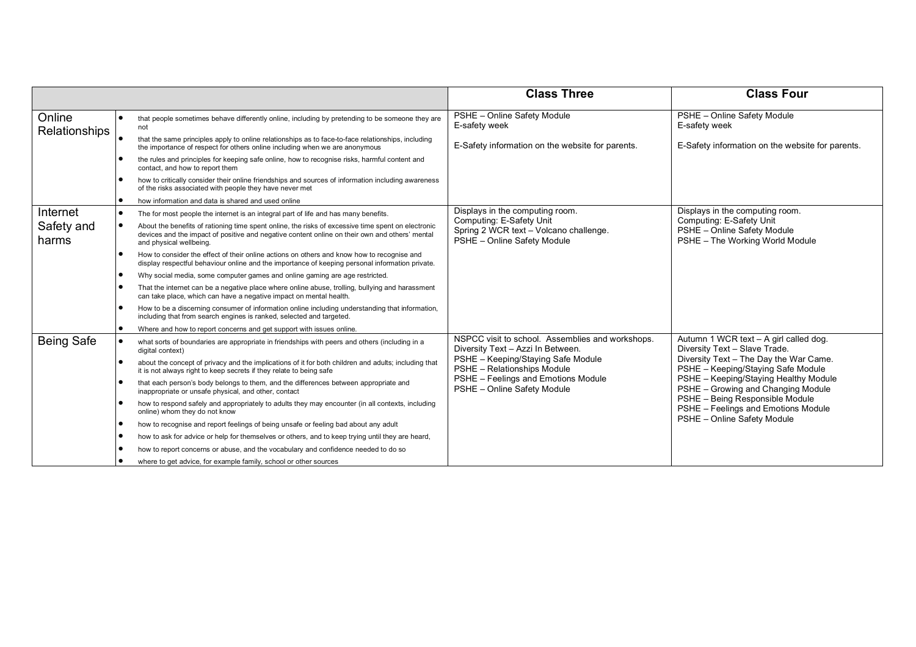| | | Class Three | Class Four |
|---|---|---|---|
| Online Relationships | • that people sometimes behave differently online, including by pretending to be someone they are not<br>• that the same principles apply to online relationships as to face-to-face relationships, including the importance of respect for others online including when we are anonymous<br>• the rules and principles for keeping safe online, how to recognise risks, harmful content and contact, and how to report them<br>• how to critically consider their online friendships and sources of information including awareness of the risks associated with people they have never met<br>• how information and data is shared and used online | PSHE – Online Safety Module<br>E-safety week<br><br>E-Safety information on the website for parents. | PSHE – Online Safety Module<br>E-safety week<br><br>E-Safety information on the website for parents. |
| Internet Safety and harms | • The for most people the internet is an integral part of life and has many benefits.<br>• About the benefits of rationing time spent online, the risks of excessive time spent on electronic devices and the impact of positive and negative content online on their own and others' mental and physical wellbeing.<br>• How to consider the effect of their online actions on others and know how to recognise and display respectful behaviour online and the importance of keeping personal information private.<br>• Why social media, some computer games and online gaming are age restricted.<br>• That the internet can be a negative place where online abuse, trolling, bullying and harassment can take place, which can have a negative impact on mental health.<br>• How to be a discerning consumer of information online including understanding that information, including that from search engines is ranked, selected and targeted.<br>• Where and how to report concerns and get support with issues online. | Displays in the computing room.<br>Computing: E-Safety Unit<br>Spring 2 WCR text – Volcano challenge.<br>PSHE – Online Safety Module | Displays in the computing room.<br>Computing: E-Safety Unit<br>PSHE – Online Safety Module<br>PSHE – The Working World Module |
| Being Safe | • what sorts of boundaries are appropriate in friendships with peers and others (including in a digital context)<br>• about the concept of privacy and the implications of it for both children and adults; including that it is not always right to keep secrets if they relate to being safe<br>• that each person's body belongs to them, and the differences between appropriate and inappropriate or unsafe physical, and other, contact<br>• how to respond safely and appropriately to adults they may encounter (in all contexts, including online) whom they do not know<br>• how to recognise and report feelings of being unsafe or feeling bad about any adult<br>• how to ask for advice or help for themselves or others, and to keep trying until they are heard,<br>• how to report concerns or abuse, and the vocabulary and confidence needed to do so<br>• where to get advice, for example family, school or other sources | NSPCC visit to school. Assemblies and workshops.<br>Diversity Text – Azzi In Between.<br>PSHE – Keeping/Staying Safe Module<br>PSHE – Relationships Module<br>PSHE – Feelings and Emotions Module<br>PSHE – Online Safety Module | Autumn 1 WCR text – A girl called dog.<br>Diversity Text – Slave Trade.<br>Diversity Text – The Day the War Came.<br>PSHE – Keeping/Staying Safe Module<br>PSHE – Keeping/Staying Healthy Module<br>PSHE – Growing and Changing Module<br>PSHE – Being Responsible Module<br>PSHE – Feelings and Emotions Module<br>PSHE – Online Safety Module |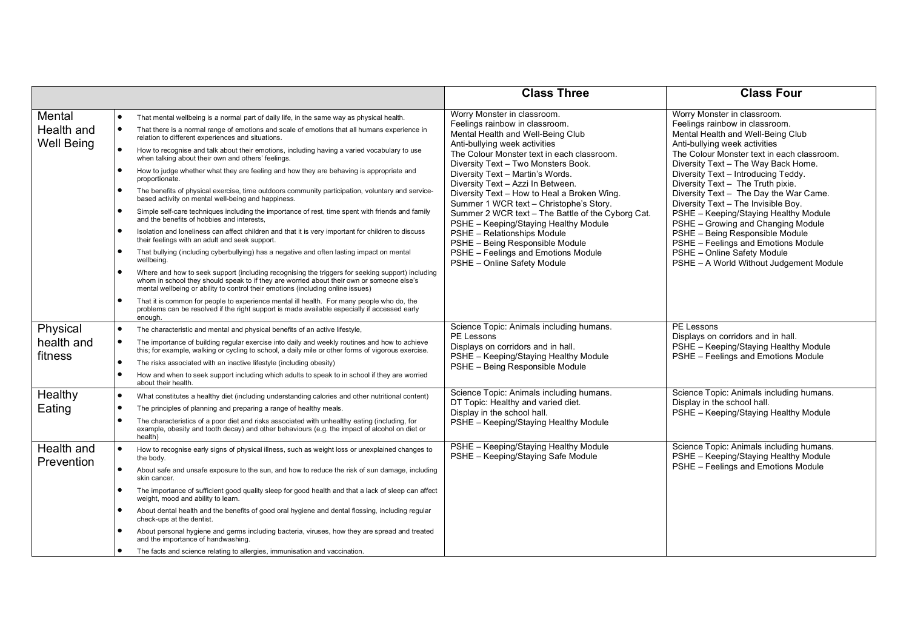| | | Class Three | Class Four |
|---|---|---|---|
| Mental Health and Well Being | • That mental wellbeing is a normal part of daily life, in the same way as physical health.<br>• That there is a normal range of emotions and scale of emotions that all humans experience in relation to different experiences and situations.<br>• How to recognise and talk about their emotions, including having a varied vocabulary to use when talking about their own and others' feelings.<br>• How to judge whether what they are feeling and how they are behaving is appropriate and proportionate.<br>• The benefits of physical exercise, time outdoors community participation, voluntary and service-based activity on mental well-being and happiness.<br>• Simple self-care techniques including the importance of rest, time spent with friends and family and the benefits of hobbies and interests,<br>• Isolation and loneliness can affect children and that it is very important for children to discuss their feelings with an adult and seek support.<br>• That bullying (including cyberbullying) has a negative and often lasting impact on mental wellbeing.<br>• Where and how to seek support (including recognising the triggers for seeking support) including whom in school they should speak to if they are worried about their own or someone else's mental wellbeing or ability to control their emotions (including online issues)<br>• That it is common for people to experience mental ill health. For many people who do, the problems can be resolved if the right support is made available especially if accessed early enough. | Worry Monster in classroom.<br>Feelings rainbow in classroom.<br>Mental Health and Well-Being Club<br>Anti-bullying week activities<br>The Colour Monster text in each classroom.<br>Diversity Text – Two Monsters Book.<br>Diversity Text – Martin's Words.<br>Diversity Text – Azzi In Between.<br>Diversity Text – How to Heal a Broken Wing.<br>Summer 1 WCR text – Christophe's Story.<br>Summer 2 WCR text – The Battle of the Cyborg Cat.<br>PSHE – Keeping/Staying Healthy Module<br>PSHE – Relationships Module<br>PSHE – Being Responsible Module<br>PSHE – Feelings and Emotions Module<br>PSHE – Online Safety Module | Worry Monster in classroom.<br>Feelings rainbow in classroom.<br>Mental Health and Well-Being Club<br>Anti-bullying week activities<br>The Colour Monster text in each classroom.<br>Diversity Text – The Way Back Home.<br>Diversity Text – Introducing Teddy.<br>Diversity Text – The Truth pixie.<br>Diversity Text – The Day the War Came.<br>Diversity Text – The Invisible Boy.<br>PSHE – Keeping/Staying Healthy Module<br>PSHE – Growing and Changing Module<br>PSHE – Being Responsible Module<br>PSHE – Feelings and Emotions Module<br>PSHE – Online Safety Module<br>PSHE – A World Without Judgement Module |
| Physical health and fitness | • The characteristic and mental and physical benefits of an active lifestyle,<br>• The importance of building regular exercise into daily and weekly routines and how to achieve this; for example, walking or cycling to school, a daily mile or other forms of vigorous exercise.<br>• The risks associated with an inactive lifestyle (including obesity)<br>• How and when to seek support including which adults to speak to in school if they are worried about their health. | Science Topic: Animals including humans.<br>PE Lessons<br>Displays on corridors and in hall.<br>PSHE – Keeping/Staying Healthy Module<br>PSHE – Being Responsible Module | PE Lessons<br>Displays on corridors and in hall.<br>PSHE – Keeping/Staying Healthy Module<br>PSHE – Feelings and Emotions Module |
| Healthy Eating | • What constitutes a healthy diet (including understanding calories and other nutritional content)<br>• The principles of planning and preparing a range of healthy meals.<br>• The characteristics of a poor diet and risks associated with unhealthy eating (including, for example, obesity and tooth decay) and other behaviours (e.g. the impact of alcohol on diet or health) | Science Topic: Animals including humans.<br>DT Topic: Healthy and varied diet.<br>Display in the school hall.<br>PSHE – Keeping/Staying Healthy Module | Science Topic: Animals including humans.<br>Display in the school hall.<br>PSHE – Keeping/Staying Healthy Module |
| Health and Prevention | • How to recognise early signs of physical illness, such as weight loss or unexplained changes to the body.<br>• About safe and unsafe exposure to the sun, and how to reduce the risk of sun damage, including skin cancer.<br>• The importance of sufficient good quality sleep for good health and that a lack of sleep can affect weight, mood and ability to learn.<br>• About dental health and the benefits of good oral hygiene and dental flossing, including regular check-ups at the dentist.<br>• About personal hygiene and germs including bacteria, viruses, how they are spread and treated and the importance of handwashing.<br>• The facts and science relating to allergies, immunisation and vaccination. | PSHE – Keeping/Staying Healthy Module<br>PSHE – Keeping/Staying Safe Module | Science Topic: Animals including humans.<br>PSHE – Keeping/Staying Healthy Module<br>PSHE – Feelings and Emotions Module |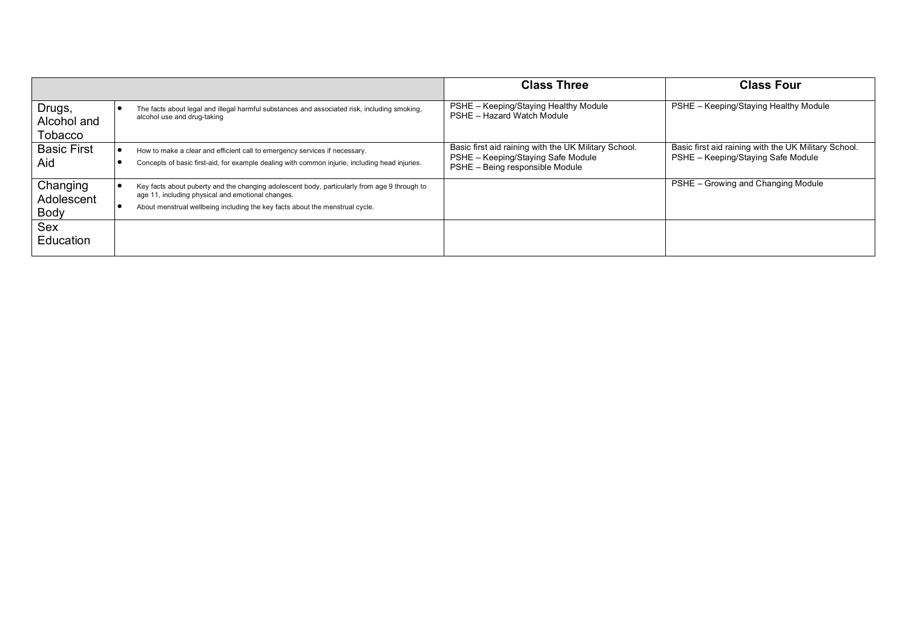| | | Class Three | Class Four |
|---|---|---|---|
| Drugs, Alcohol and Tobacco | • The facts about legal and illegal harmful substances and associated risk, including smoking, alcohol use and drug-taking | PSHE – Keeping/Staying Healthy Module<br>PSHE – Hazard Watch Module | PSHE – Keeping/Staying Healthy Module |
| Basic First Aid | • How to make a clear and efficient call to emergency services if necessary.<br>• Concepts of basic first-aid, for example dealing with common injurie, including head injuries. | Basic first aid raining with the UK Military School.<br>PSHE – Keeping/Staying Safe Module<br>PSHE – Being responsible Module | Basic first aid raining with the UK Military School.<br>PSHE – Keeping/Staying Safe Module |
| Changing Adolescent Body | • Key facts about puberty and the changing adolescent body, particularly from age 9 through to age 11, including physical and emotional changes.<br>• About menstrual wellbeing including the key facts about the menstrual cycle. | | PSHE – Growing and Changing Module |
| Sex Education | | | |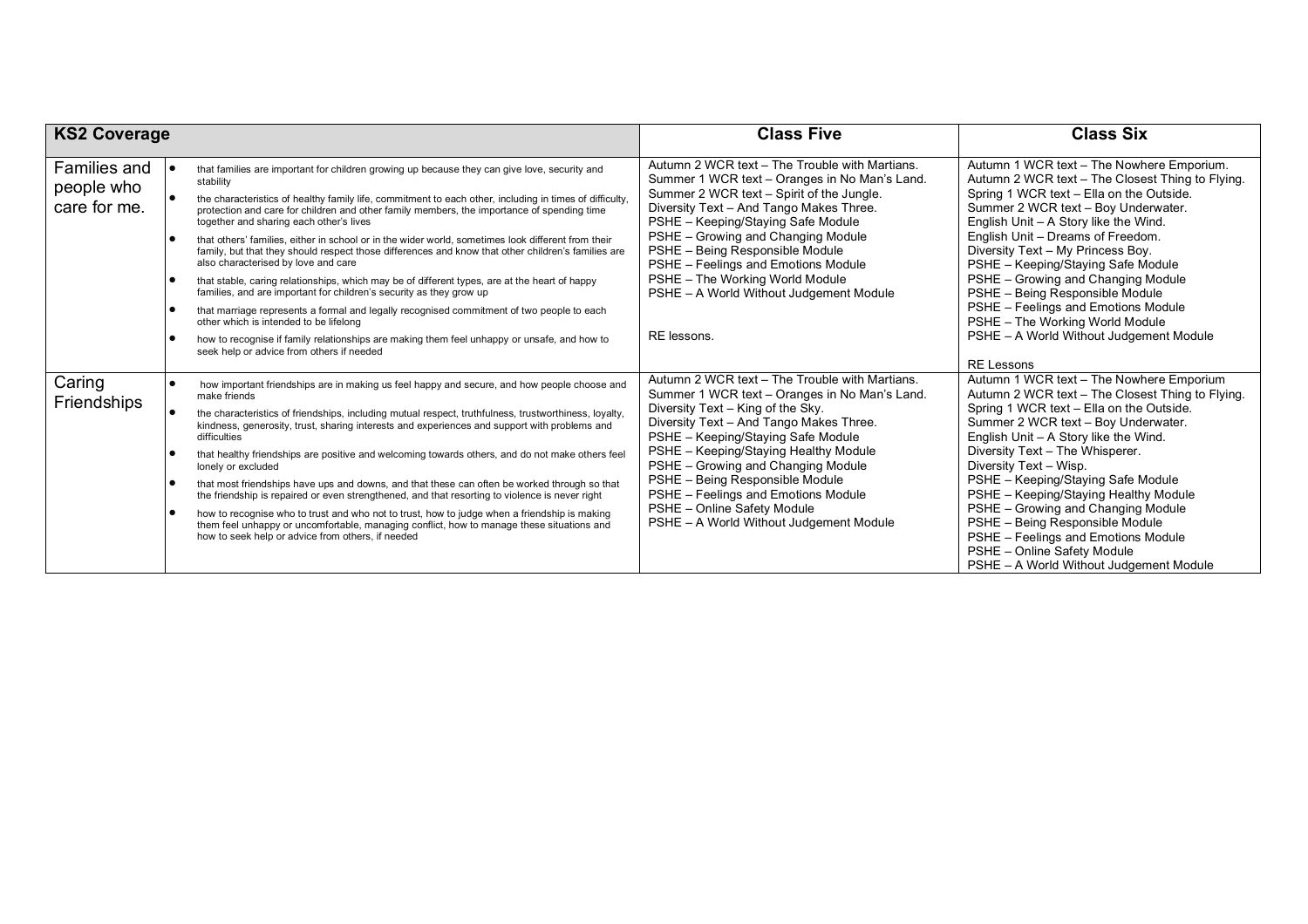| KS2 Coverage | | Class Five | Class Six |
|---|---|---|---|
| Families and people who care for me. | • that families are important for children growing up because they can give love, security and stability<br>• the characteristics of healthy family life, commitment to each other, including in times of difficulty, protection and care for children and other family members, the importance of spending time together and sharing each other's lives<br>• that others' families, either in school or in the wider world, sometimes look different from their family, but that they should respect those differences and know that other children's families are also characterised by love and care<br>• that stable, caring relationships, which may be of different types, are at the heart of happy families, and are important for children's security as they grow up<br>• that marriage represents a formal and legally recognised commitment of two people to each other which is intended to be lifelong<br>• how to recognise if family relationships are making them feel unhappy or unsafe, and how to seek help or advice from others if needed | Autumn 2 WCR text – The Trouble with Martians.<br>Summer 1 WCR text – Oranges in No Man's Land.<br>Summer 2 WCR text – Spirit of the Jungle.<br>Diversity Text – And Tango Makes Three.<br>PSHE – Keeping/Staying Safe Module<br>PSHE – Growing and Changing Module<br>PSHE – Being Responsible Module<br>PSHE – Feelings and Emotions Module<br>PSHE – The Working World Module<br>PSHE – A World Without Judgement Module<br><br>RE lessons. | Autumn 1 WCR text – The Nowhere Emporium.<br>Autumn 2 WCR text – The Closest Thing to Flying.<br>Spring 1 WCR text – Ella on the Outside.<br>Summer 2 WCR text – Boy Underwater.<br>English Unit – A Story like the Wind.<br>English Unit – Dreams of Freedom.<br>Diversity Text – My Princess Boy.<br>PSHE – Keeping/Staying Safe Module<br>PSHE – Growing and Changing Module<br>PSHE – Being Responsible Module<br>PSHE – Feelings and Emotions Module<br>PSHE – The Working World Module<br>PSHE – A World Without Judgement Module<br><br>RE Lessons |
| Caring Friendships | • how important friendships are in making us feel happy and secure, and how people choose and make friends<br>• the characteristics of friendships, including mutual respect, truthfulness, trustworthiness, loyalty, kindness, generosity, trust, sharing interests and experiences and support with problems and difficulties<br>• that healthy friendships are positive and welcoming towards others, and do not make others feel lonely or excluded<br>• that most friendships have ups and downs, and that these can often be worked through so that the friendship is repaired or even strengthened, and that resorting to violence is never right<br>• how to recognise who to trust and who not to trust, how to judge when a friendship is making them feel unhappy or uncomfortable, managing conflict, how to manage these situations and how to seek help or advice from others, if needed | Autumn 2 WCR text – The Trouble with Martians.<br>Summer 1 WCR text – Oranges in No Man's Land.<br>Diversity Text – King of the Sky.<br>Diversity Text – And Tango Makes Three.<br>PSHE – Keeping/Staying Safe Module<br>PSHE – Keeping/Staying Healthy Module<br>PSHE – Growing and Changing Module<br>PSHE – Being Responsible Module<br>PSHE – Feelings and Emotions Module<br>PSHE – Online Safety Module<br>PSHE – A World Without Judgement Module | Autumn 1 WCR text – The Nowhere Emporium<br>Autumn 2 WCR text – The Closest Thing to Flying.<br>Spring 1 WCR text – Ella on the Outside.<br>Summer 2 WCR text – Boy Underwater.<br>English Unit – A Story like the Wind.<br>Diversity Text – The Whisperer.<br>Diversity Text – Wisp.<br>PSHE – Keeping/Staying Safe Module<br>PSHE – Keeping/Staying Healthy Module<br>PSHE – Growing and Changing Module<br>PSHE – Being Responsible Module<br>PSHE – Feelings and Emotions Module<br>PSHE – Online Safety Module<br>PSHE – A World Without Judgement Module |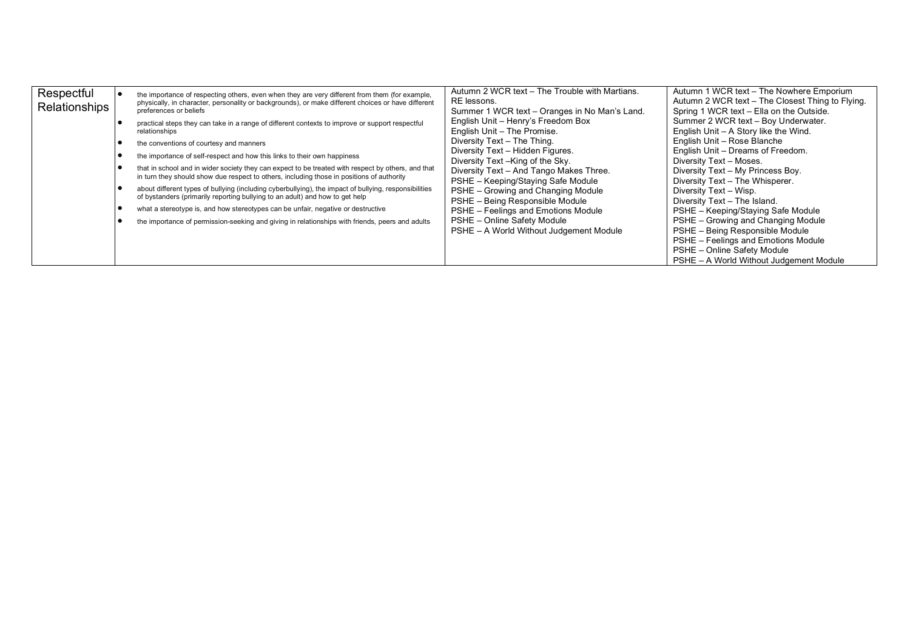| Respectful Relationships | • the importance of respecting others, even when they are very different from them (for example, physically, in character, personality or backgrounds), or make different choices or have different preferences or beliefs<br>• practical steps they can take in a range of different contexts to improve or support respectful relationships<br>• the conventions of courtesy and manners<br>• the importance of self-respect and how this links to their own happiness<br>• that in school and in wider society they can expect to be treated with respect by others, and that in turn they should show due respect to others, including those in positions of authority<br>• about different types of bullying (including cyberbullying), the impact of bullying, responsibilities of bystanders (primarily reporting bullying to an adult) and how to get help<br>• what a stereotype is, and how stereotypes can be unfair, negative or destructive<br>• the importance of permission-seeking and giving in relationships with friends, peers and adults | Autumn 2 WCR text – The Trouble with Martians.<br>RE lessons.<br>Summer 1 WCR text – Oranges in No Man's Land.<br>English Unit – Henry's Freedom Box<br>English Unit – The Promise.<br>Diversity Text – The Thing.<br>Diversity Text – Hidden Figures.<br>Diversity Text –King of the Sky.<br>Diversity Text – And Tango Makes Three.<br>PSHE – Keeping/Staying Safe Module<br>PSHE – Growing and Changing Module<br>PSHE – Being Responsible Module<br>PSHE – Feelings and Emotions Module<br>PSHE – Online Safety Module<br>PSHE – A World Without Judgement Module | Autumn 1 WCR text – The Nowhere Emporium<br>Autumn 2 WCR text – The Closest Thing to Flying.<br>Spring 1 WCR text – Ella on the Outside.<br>Summer 2 WCR text – Boy Underwater.<br>English Unit – A Story like the Wind.<br>English Unit – Rose Blanche<br>English Unit – Dreams of Freedom.<br>Diversity Text – Moses.<br>Diversity Text – My Princess Boy.<br>Diversity Text – The Whisperer.<br>Diversity Text – Wisp.<br>Diversity Text – The Island.<br>PSHE – Keeping/Staying Safe Module<br>PSHE – Growing and Changing Module<br>PSHE – Being Responsible Module<br>PSHE – Feelings and Emotions Module<br>PSHE – Online Safety Module<br>PSHE – A World Without Judgement Module |
|---|---|---|---|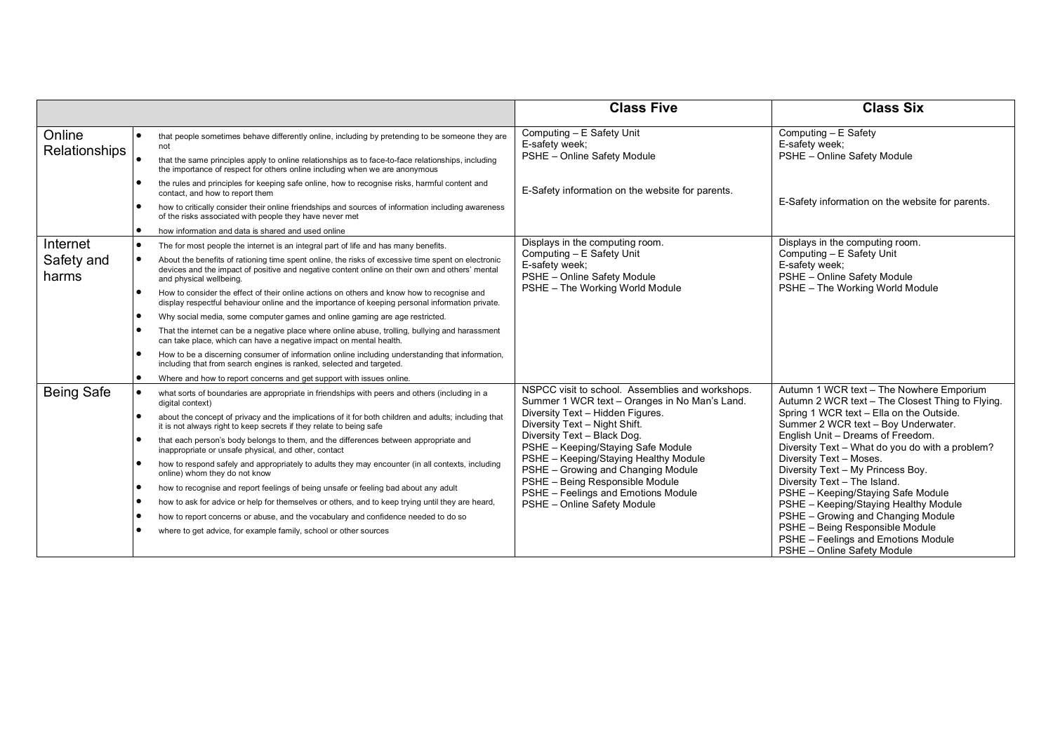| | | Class Five | Class Six |
|---|---|---|---|
| Online Relationships | • that people sometimes behave differently online, including by pretending to be someone they are not<br>• that the same principles apply to online relationships as to face-to-face relationships, including the importance of respect for others online including when we are anonymous<br>• the rules and principles for keeping safe online, how to recognise risks, harmful content and contact, and how to report them<br>• how to critically consider their online friendships and sources of information including awareness of the risks associated with people they have never met<br>• how information and data is shared and used online | Computing – E Safety Unit<br>E-safety week;<br>PSHE – Online Safety Module<br><br>E-Safety information on the website for parents. | Computing – E Safety<br>E-safety week;<br>PSHE – Online Safety Module<br><br>E-Safety information on the website for parents. |
| Internet Safety and harms | • The for most people the internet is an integral part of life and has many benefits.<br>• About the benefits of rationing time spent online, the risks of excessive time spent on electronic devices and the impact of positive and negative content online on their own and others' mental and physical wellbeing.<br>• How to consider the effect of their online actions on others and know how to recognise and display respectful behaviour online and the importance of keeping personal information private.<br>• Why social media, some computer games and online gaming are age restricted.<br>• That the internet can be a negative place where online abuse, trolling, bullying and harassment can take place, which can have a negative impact on mental health.<br>• How to be a discerning consumer of information online including understanding that information, including that from search engines is ranked, selected and targeted.<br>• Where and how to report concerns and get support with issues online. | Displays in the computing room.<br>Computing – E Safety Unit<br>E-safety week;<br>PSHE – Online Safety Module<br>PSHE – The Working World Module | Displays in the computing room.<br>Computing – E Safety Unit<br>E-safety week;<br>PSHE – Online Safety Module<br>PSHE – The Working World Module |
| Being Safe | • what sorts of boundaries are appropriate in friendships with peers and others (including in a digital context)<br>• about the concept of privacy and the implications of it for both children and adults; including that it is not always right to keep secrets if they relate to being safe<br>• that each person's body belongs to them, and the differences between appropriate and inappropriate or unsafe physical, and other, contact<br>• how to respond safely and appropriately to adults they may encounter (in all contexts, including online) whom they do not know<br>• how to recognise and report feelings of being unsafe or feeling bad about any adult<br>• how to ask for advice or help for themselves or others, and to keep trying until they are heard,<br>• how to report concerns or abuse, and the vocabulary and confidence needed to do so<br>• where to get advice, for example family, school or other sources | NSPCC visit to school. Assemblies and workshops.<br>Summer 1 WCR text – Oranges in No Man's Land.<br>Diversity Text – Hidden Figures.<br>Diversity Text – Night Shift.<br>Diversity Text – Black Dog.<br>PSHE – Keeping/Staying Safe Module<br>PSHE – Keeping/Staying Healthy Module<br>PSHE – Growing and Changing Module<br>PSHE – Being Responsible Module<br>PSHE – Feelings and Emotions Module<br>PSHE – Online Safety Module | Autumn 1 WCR text – The Nowhere Emporium<br>Autumn 2 WCR text – The Closest Thing to Flying.<br>Spring 1 WCR text – Ella on the Outside.<br>Summer 2 WCR text – Boy Underwater.<br>English Unit – Dreams of Freedom.<br>Diversity Text – What do you do with a problem?<br>Diversity Text – Moses.<br>Diversity Text – My Princess Boy.<br>Diversity Text – The Island.<br>PSHE – Keeping/Staying Safe Module<br>PSHE – Keeping/Staying Healthy Module<br>PSHE – Growing and Changing Module<br>PSHE – Being Responsible Module<br>PSHE – Feelings and Emotions Module<br>PSHE – Online Safety Module |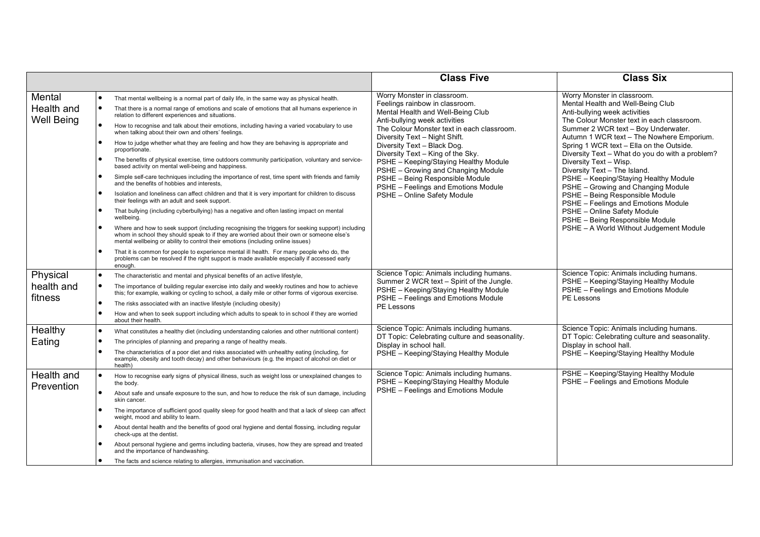| | | Class Five | Class Six |
|---|---|---|---|
| Mental Health and Well Being | • That mental wellbeing is a normal part of daily life, in the same way as physical health.<br>• That there is a normal range of emotions and scale of emotions that all humans experience in relation to different experiences and situations.<br>• How to recognise and talk about their emotions, including having a varied vocabulary to use when talking about their own and others' feelings.<br>• How to judge whether what they are feeling and how they are behaving is appropriate and proportionate.<br>• The benefits of physical exercise, time outdoors community participation, voluntary and service-based activity on mental well-being and happiness.<br>• Simple self-care techniques including the importance of rest, time spent with friends and family and the benefits of hobbies and interests,<br>• Isolation and loneliness can affect children and that it is very important for children to discuss their feelings with an adult and seek support.<br>• That bullying (including cyberbullying) has a negative and often lasting impact on mental wellbeing.<br>• Where and how to seek support (including recognising the triggers for seeking support) including whom in school they should speak to if they are worried about their own or someone else's mental wellbeing or ability to control their emotions (including online issues)<br>• That it is common for people to experience mental ill health. For many people who do, the problems can be resolved if the right support is made available especially if accessed early enough. | Worry Monster in classroom.<br>Feelings rainbow in classroom.<br>Mental Health and Well-Being Club<br>Anti-bullying week activities<br>The Colour Monster text in each classroom.<br>Diversity Text – Night Shift.<br>Diversity Text – Black Dog.<br>Diversity Text – King of the Sky.<br>PSHE – Keeping/Staying Healthy Module<br>PSHE – Growing and Changing Module<br>PSHE – Being Responsible Module<br>PSHE – Feelings and Emotions Module<br>PSHE – Online Safety Module | Worry Monster in classroom.<br>Mental Health and Well-Being Club<br>Anti-bullying week activities<br>The Colour Monster text in each classroom.<br>Summer 2 WCR text – Boy Underwater.<br>Autumn 1 WCR text – The Nowhere Emporium.<br>Spring 1 WCR text – Ella on the Outside.<br>Diversity Text – What do you do with a problem?<br>Diversity Text – Wisp.<br>Diversity Text – The Island.<br>PSHE – Keeping/Staying Healthy Module<br>PSHE – Growing and Changing Module<br>PSHE – Being Responsible Module<br>PSHE – Feelings and Emotions Module<br>PSHE – Online Safety Module<br>PSHE – Being Responsible Module<br>PSHE – A World Without Judgement Module |
| Physical health and fitness | • The characteristic and mental and physical benefits of an active lifestyle,<br>• The importance of building regular exercise into daily and weekly routines and how to achieve this; for example, walking or cycling to school, a daily mile or other forms of vigorous exercise.<br>• The risks associated with an inactive lifestyle (including obesity)<br>• How and when to seek support including which adults to speak to in school if they are worried about their health. | Science Topic: Animals including humans.<br>Summer 2 WCR text – Spirit of the Jungle.<br>PSHE – Keeping/Staying Healthy Module<br>PSHE – Feelings and Emotions Module<br>PE Lessons | Science Topic: Animals including humans.<br>PSHE – Keeping/Staying Healthy Module<br>PSHE – Feelings and Emotions Module<br>PE Lessons |
| Healthy Eating | • What constitutes a healthy diet (including understanding calories and other nutritional content)<br>• The principles of planning and preparing a range of healthy meals.<br>• The characteristics of a poor diet and risks associated with unhealthy eating (including, for example, obesity and tooth decay) and other behaviours (e.g. the impact of alcohol on diet or health) | Science Topic: Animals including humans.<br>DT Topic: Celebrating culture and seasonality.<br>Display in school hall.<br>PSHE – Keeping/Staying Healthy Module | Science Topic: Animals including humans.<br>DT Topic: Celebrating culture and seasonality.<br>Display in school hall.<br>PSHE – Keeping/Staying Healthy Module |
| Health and Prevention | • How to recognise early signs of physical illness, such as weight loss or unexplained changes to the body.<br>• About safe and unsafe exposure to the sun, and how to reduce the risk of sun damage, including skin cancer.<br>• The importance of sufficient good quality sleep for good health and that a lack of sleep can affect weight, mood and ability to learn.<br>• About dental health and the benefits of good oral hygiene and dental flossing, including regular check-ups at the dentist.<br>• About personal hygiene and germs including bacteria, viruses, how they are spread and treated and the importance of handwashing.<br>• The facts and science relating to allergies, immunisation and vaccination. | Science Topic: Animals including humans.<br>PSHE – Keeping/Staying Healthy Module<br>PSHE – Feelings and Emotions Module | PSHE – Keeping/Staying Healthy Module<br>PSHE – Feelings and Emotions Module |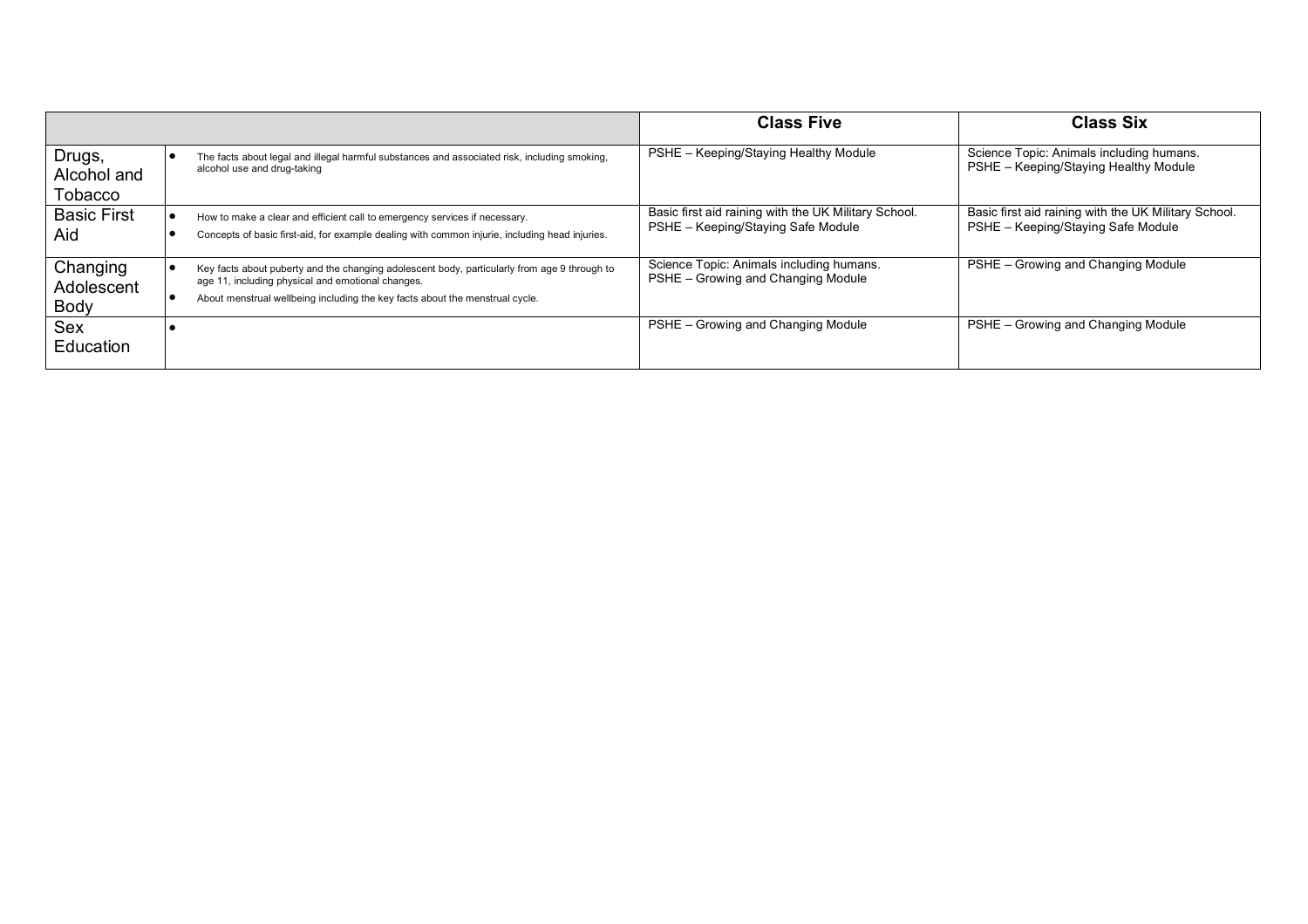| | | Class Five | Class Six |
|---|---|---|---|
| Drugs, Alcohol and Tobacco | • The facts about legal and illegal harmful substances and associated risk, including smoking, alcohol use and drug-taking | PSHE – Keeping/Staying Healthy Module | Science Topic: Animals including humans.<br>PSHE – Keeping/Staying Healthy Module |
| Basic First Aid | • How to make a clear and efficient call to emergency services if necessary.<br>• Concepts of basic first-aid, for example dealing with common injurie, including head injuries. | Basic first aid raining with the UK Military School.<br>PSHE – Keeping/Staying Safe Module | Basic first aid raining with the UK Military School.<br>PSHE – Keeping/Staying Safe Module |
| Changing Adolescent Body | • Key facts about puberty and the changing adolescent body, particularly from age 9 through to age 11, including physical and emotional changes.<br>• About menstrual wellbeing including the key facts about the menstrual cycle. | Science Topic: Animals including humans.<br>PSHE – Growing and Changing Module | PSHE – Growing and Changing Module |
| Sex Education | • | PSHE – Growing and Changing Module | PSHE – Growing and Changing Module |